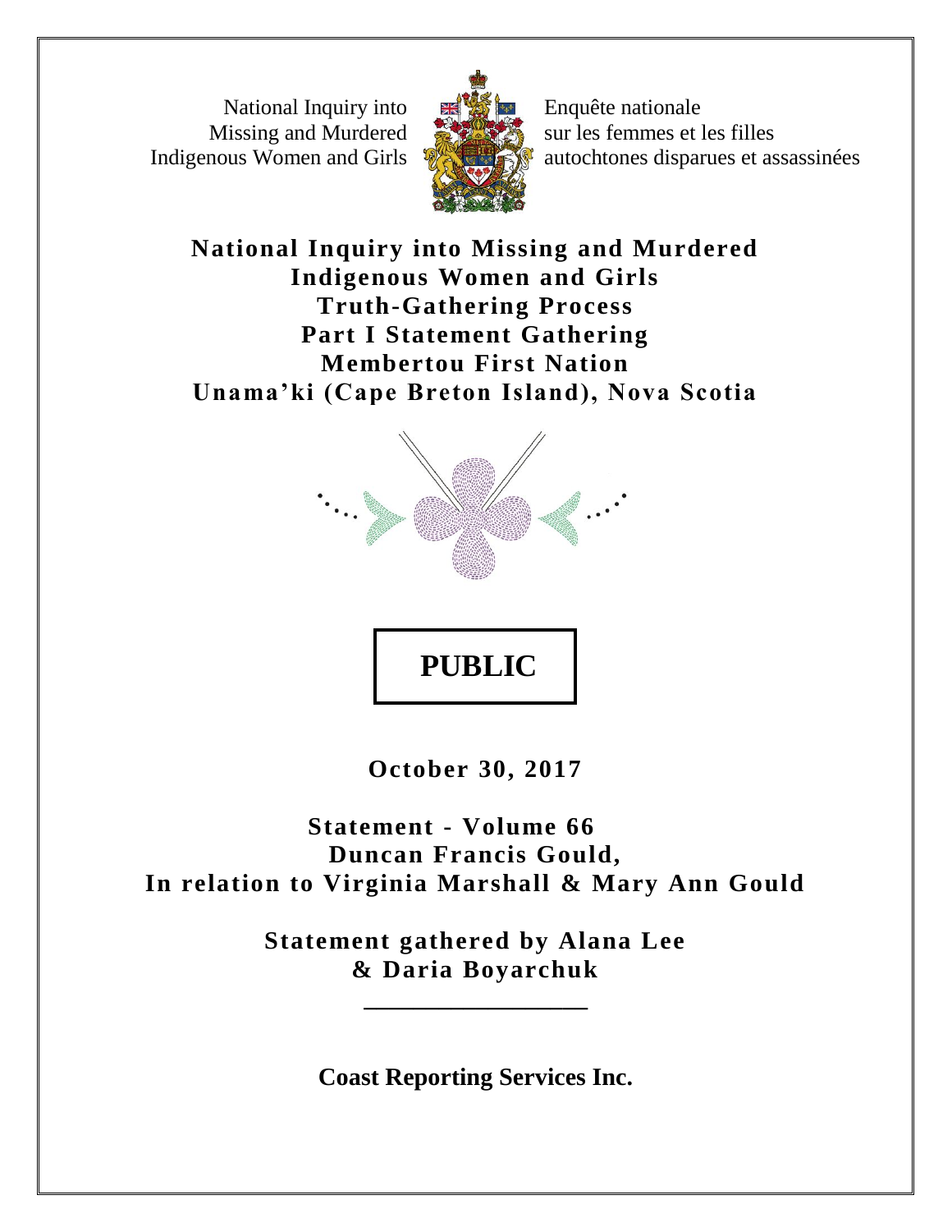National Inquiry into Missing and Murdered Indigenous Women and Girls

Enquête nationale sur les femmes et les filles autochtones disparues et assassinées

# National Inquiry into Missing and Murdered Indigenous Women and Girls
# Truth-Gathering Process
# Part I Statement Gathering
# Membertou First Nation
# Unama'ki (Cape Breton Island), Nova Scotia

**PUBLIC**

**October 30, 2017**

**Statement - Volume 66**
**Duncan Francis Gould,**
**In relation to Virginia Marshall & Mary Ann Gould**

**Statement gathered by Alana Lee & Daria Boyarchuk**

---

**Coast Reporting Services Inc.**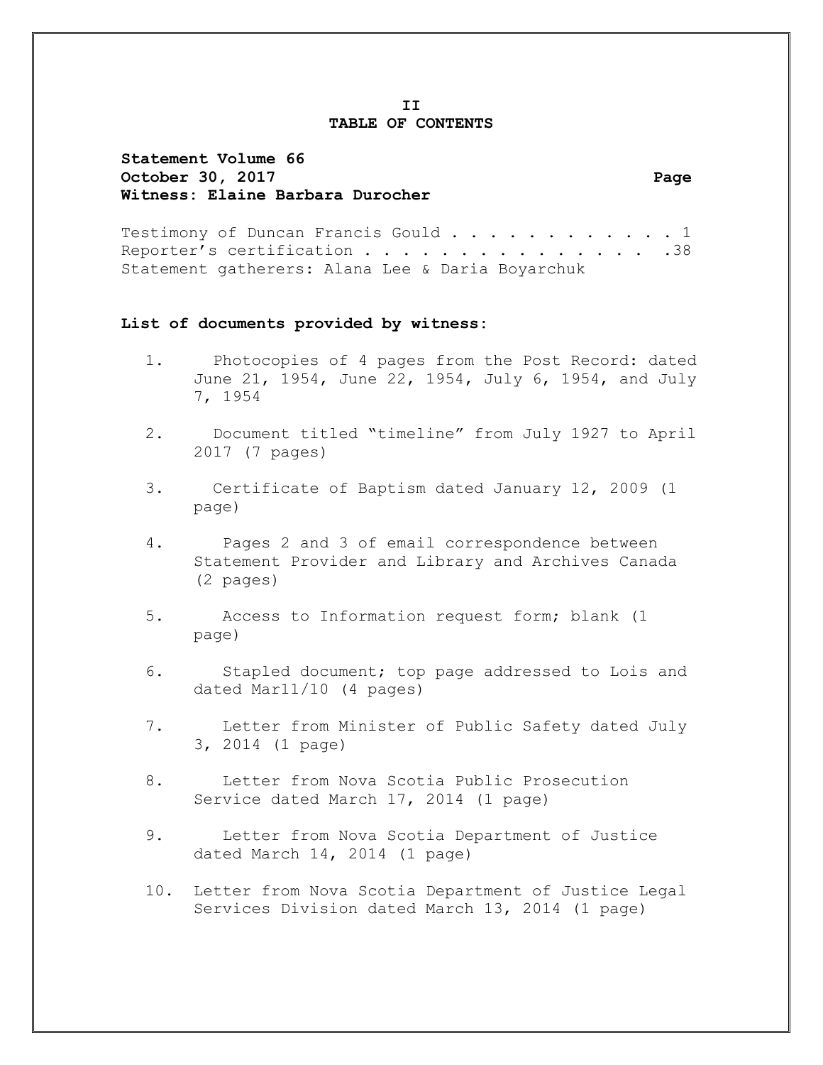# II
# TABLE OF CONTENTS

**Statement Volume 66**
**October 30, 2017** **Page**
**Witness: Elaine Barbara Durocher**

Testimony of Duncan Francis Gould . . . . . . . . . . . . 1
Reporter's certification . . . . . . . . . . . . . . . . .38
Statement gatherers: Alana Lee & Daria Boyarchuk

**List of documents provided by witness:**

1. Photocopies of 4 pages from the Post Record: dated June 21, 1954, June 22, 1954, July 6, 1954, and July 7, 1954
2. Document titled "timeline" from July 1927 to April 2017 (7 pages)
3. Certificate of Baptism dated January 12, 2009 (1 page)
4. Pages 2 and 3 of email correspondence between Statement Provider and Library and Archives Canada (2 pages)
5. Access to Information request form; blank (1 page)
6. Stapled document; top page addressed to Lois and dated Mar11/10 (4 pages)
7. Letter from Minister of Public Safety dated July 3, 2014 (1 page)
8. Letter from Nova Scotia Public Prosecution Service dated March 17, 2014 (1 page)
9. Letter from Nova Scotia Department of Justice dated March 14, 2014 (1 page)
10. Letter from Nova Scotia Department of Justice Legal Services Division dated March 13, 2014 (1 page)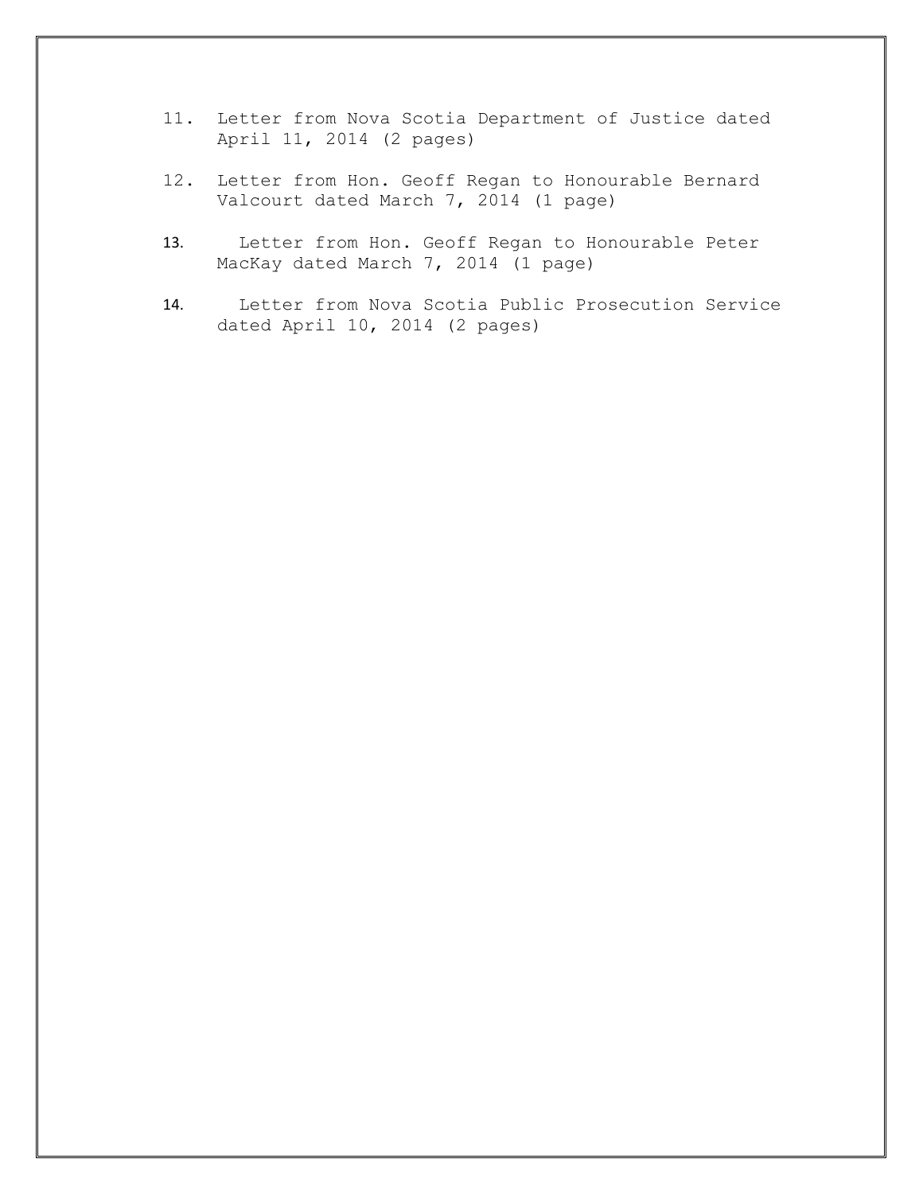11. Letter from Nova Scotia Department of Justice dated April 11, 2014 (2 pages)

12. Letter from Hon. Geoff Regan to Honourable Bernard Valcourt dated March 7, 2014 (1 page)

13. Letter from Hon. Geoff Regan to Honourable Peter MacKay dated March 7, 2014 (1 page)

14. Letter from Nova Scotia Public Prosecution Service dated April 10, 2014 (2 pages)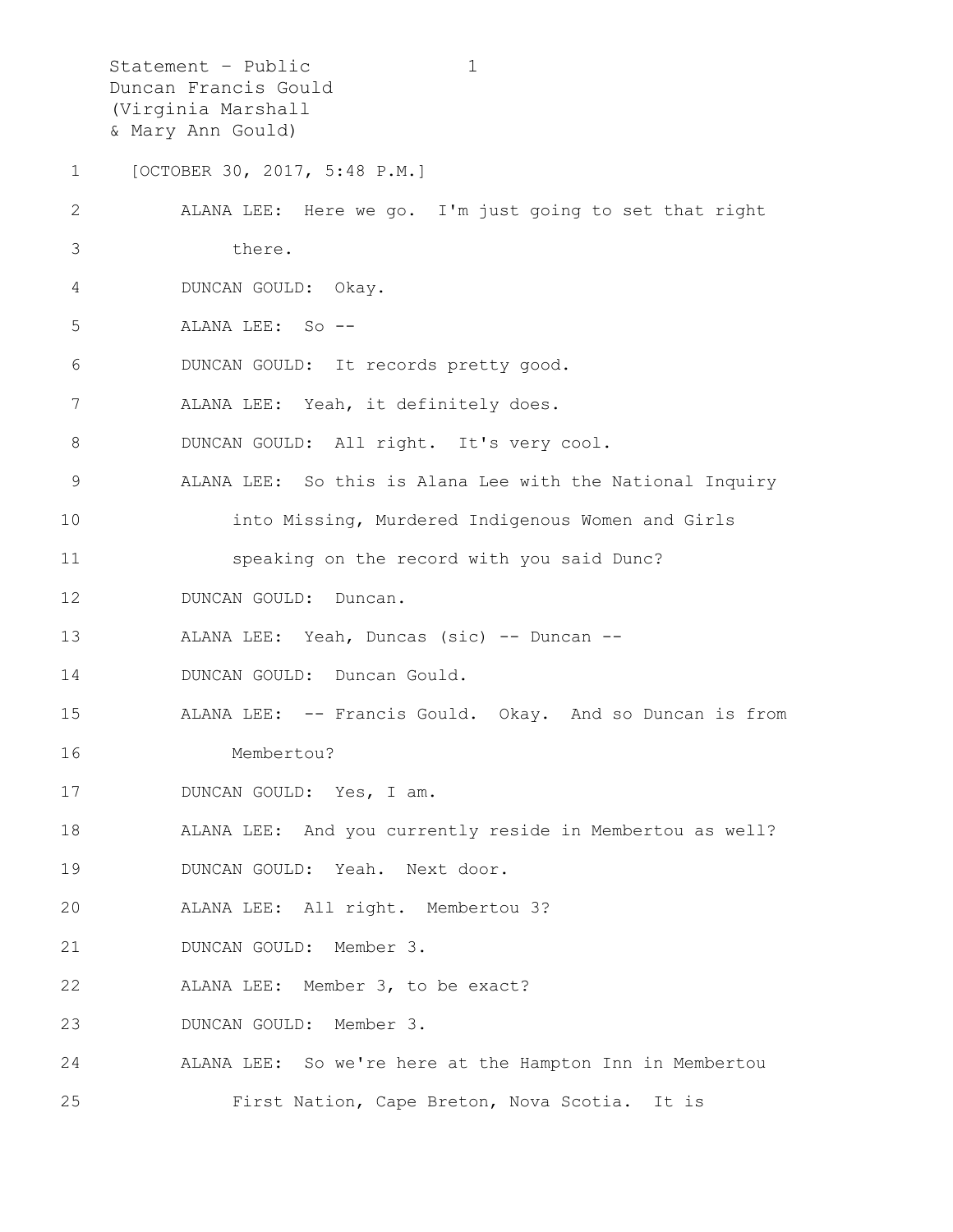Statement – Public
Duncan Francis Gould
(Virginia Marshall
& Mary Ann Gould)

[OCTOBER 30, 2017, 5:48 P.M.]

ALANA LEE: Here we go. I'm just going to set that right there.

DUNCAN GOULD: Okay.

ALANA LEE: So --

DUNCAN GOULD: It records pretty good.

ALANA LEE: Yeah, it definitely does.

DUNCAN GOULD: All right. It's very cool.

ALANA LEE: So this is Alana Lee with the National Inquiry into Missing, Murdered Indigenous Women and Girls speaking on the record with you said Dunc?

DUNCAN GOULD: Duncan.

ALANA LEE: Yeah, Duncas (sic) -- Duncan --

DUNCAN GOULD: Duncan Gould.

ALANA LEE: -- Francis Gould. Okay. And so Duncan is from Membertou?

DUNCAN GOULD: Yes, I am.

ALANA LEE: And you currently reside in Membertou as well?

DUNCAN GOULD: Yeah. Next door.

ALANA LEE: All right. Membertou 3?

DUNCAN GOULD: Member 3.

ALANA LEE: Member 3, to be exact?

DUNCAN GOULD: Member 3.

ALANA LEE: So we're here at the Hampton Inn in Membertou First Nation, Cape Breton, Nova Scotia. It is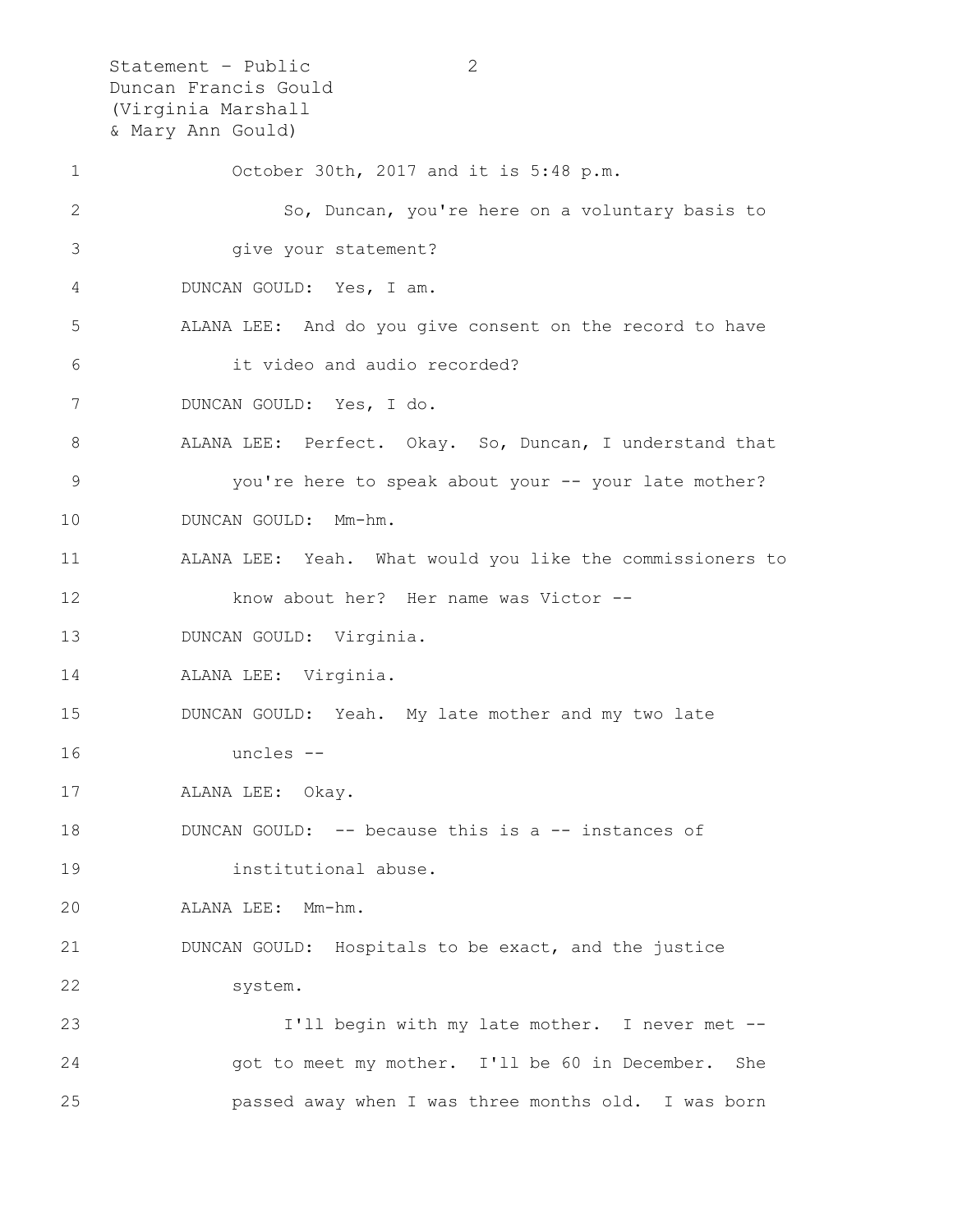October 30th, 2017 and it is 5:48 p.m.

So, Duncan, you're here on a voluntary basis to give your statement?

DUNCAN GOULD: Yes, I am.

ALANA LEE: And do you give consent on the record to have it video and audio recorded?

DUNCAN GOULD: Yes, I do.

ALANA LEE: Perfect. Okay. So, Duncan, I understand that you're here to speak about your -- your late mother?

DUNCAN GOULD: Mm-hm.

ALANA LEE: Yeah. What would you like the commissioners to know about her? Her name was Victor --

DUNCAN GOULD: Virginia.

ALANA LEE: Virginia.

DUNCAN GOULD: Yeah. My late mother and my two late uncles --

ALANA LEE: Okay.

DUNCAN GOULD: -- because this is a -- instances of institutional abuse.

ALANA LEE: Mm-hm.

DUNCAN GOULD: Hospitals to be exact, and the justice system.

I'll begin with my late mother. I never met -- got to meet my mother. I'll be 60 in December. She passed away when I was three months old. I was born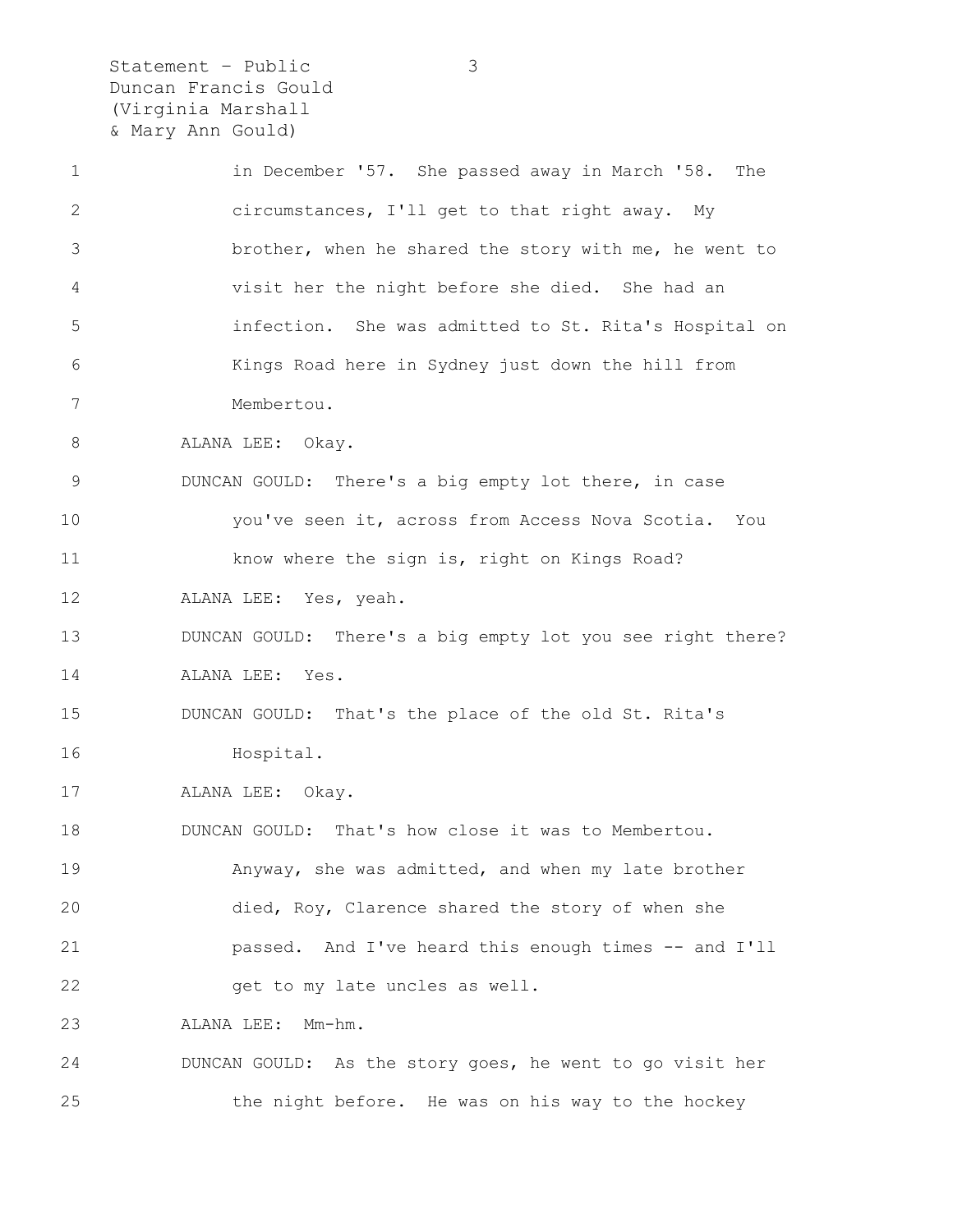in December '57. She passed away in March '58. The circumstances, I'll get to that right away. My brother, when he shared the story with me, he went to visit her the night before she died. She had an infection. She was admitted to St. Rita's Hospital on Kings Road here in Sydney just down the hill from Membertou.

ALANA LEE: Okay.

DUNCAN GOULD: There's a big empty lot there, in case you've seen it, across from Access Nova Scotia. You know where the sign is, right on Kings Road?

ALANA LEE: Yes, yeah.

DUNCAN GOULD: There's a big empty lot you see right there?

ALANA LEE: Yes.

DUNCAN GOULD: That's the place of the old St. Rita's Hospital.

ALANA LEE: Okay.

DUNCAN GOULD: That's how close it was to Membertou. Anyway, she was admitted, and when my late brother died, Roy, Clarence shared the story of when she passed. And I've heard this enough times -- and I'll get to my late uncles as well.

ALANA LEE: Mm-hm.

DUNCAN GOULD: As the story goes, he went to go visit her the night before. He was on his way to the hockey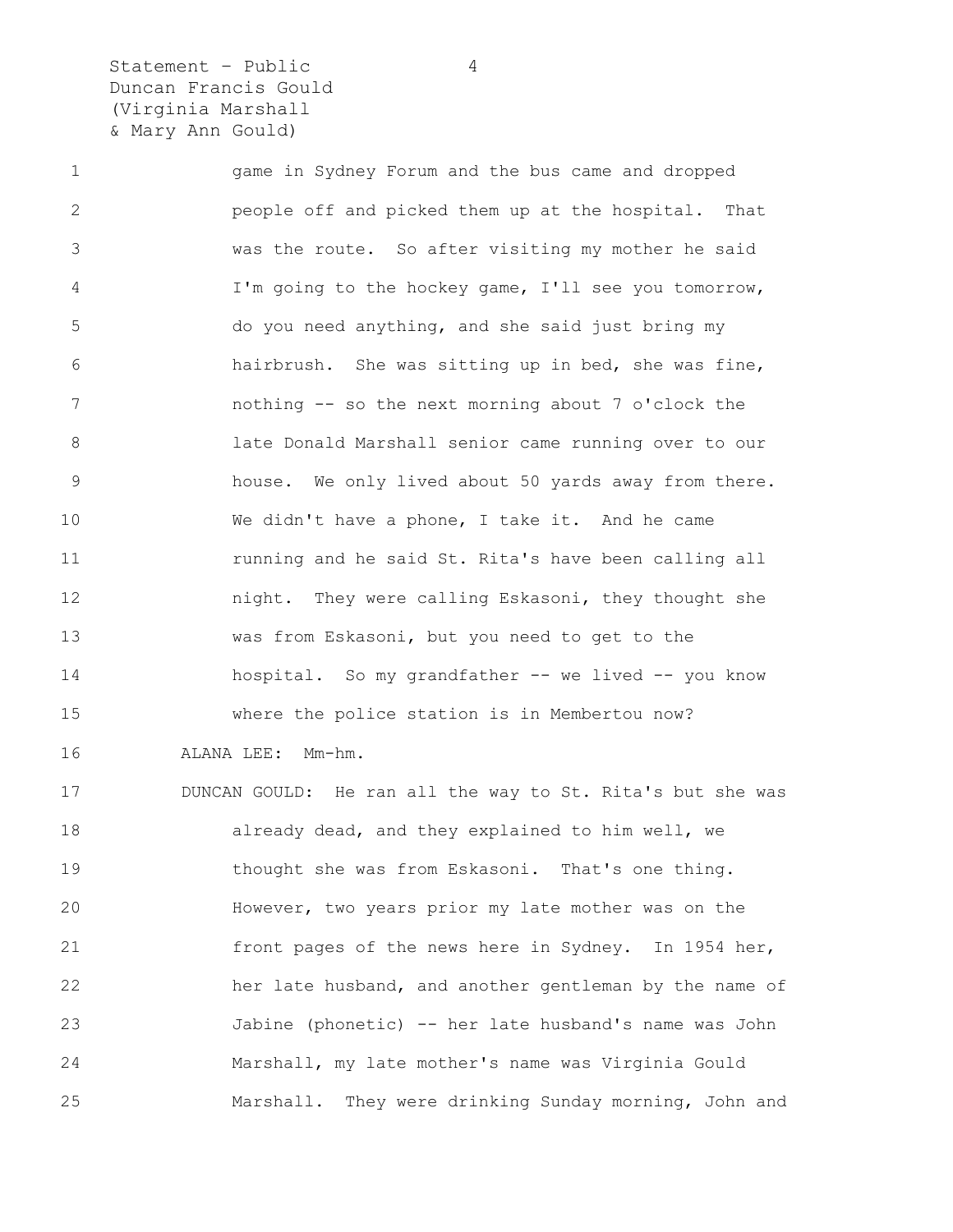game in Sydney Forum and the bus came and dropped people off and picked them up at the hospital. That was the route. So after visiting my mother he said I'm going to the hockey game, I'll see you tomorrow, do you need anything, and she said just bring my hairbrush. She was sitting up in bed, she was fine, nothing -- so the next morning about 7 o'clock the late Donald Marshall senior came running over to our house. We only lived about 50 yards away from there. We didn't have a phone, I take it. And he came running and he said St. Rita's have been calling all night. They were calling Eskasoni, they thought she was from Eskasoni, but you need to get to the hospital. So my grandfather -- we lived -- you know where the police station is in Membertou now?

ALANA LEE: Mm-hm.

DUNCAN GOULD: He ran all the way to St. Rita's but she was already dead, and they explained to him well, we thought she was from Eskasoni. That's one thing. However, two years prior my late mother was on the front pages of the news here in Sydney. In 1954 her, her late husband, and another gentleman by the name of Jabine (phonetic) -- her late husband's name was John Marshall, my late mother's name was Virginia Gould Marshall. They were drinking Sunday morning, John and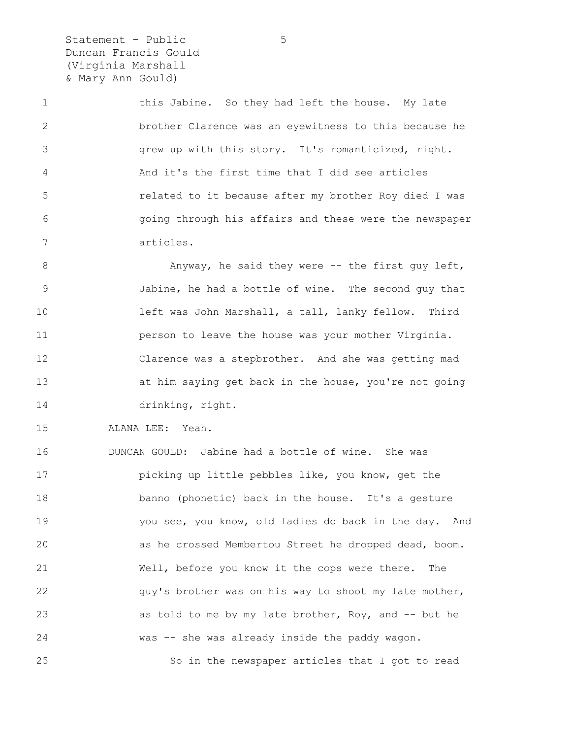this Jabine. So they had left the house. My late brother Clarence was an eyewitness to this because he grew up with this story. It's romanticized, right. And it's the first time that I did see articles related to it because after my brother Roy died I was going through his affairs and these were the newspaper articles.

Anyway, he said they were -- the first guy left, Jabine, he had a bottle of wine. The second guy that left was John Marshall, a tall, lanky fellow. Third person to leave the house was your mother Virginia. Clarence was a stepbrother. And she was getting mad at him saying get back in the house, you're not going drinking, right.

ALANA LEE: Yeah.

DUNCAN GOULD: Jabine had a bottle of wine. She was picking up little pebbles like, you know, get the banno (phonetic) back in the house. It's a gesture you see, you know, old ladies do back in the day. And as he crossed Membertou Street he dropped dead, boom. Well, before you know it the cops were there. The guy's brother was on his way to shoot my late mother, as told to me by my late brother, Roy, and -- but he was -- she was already inside the paddy wagon.

So in the newspaper articles that I got to read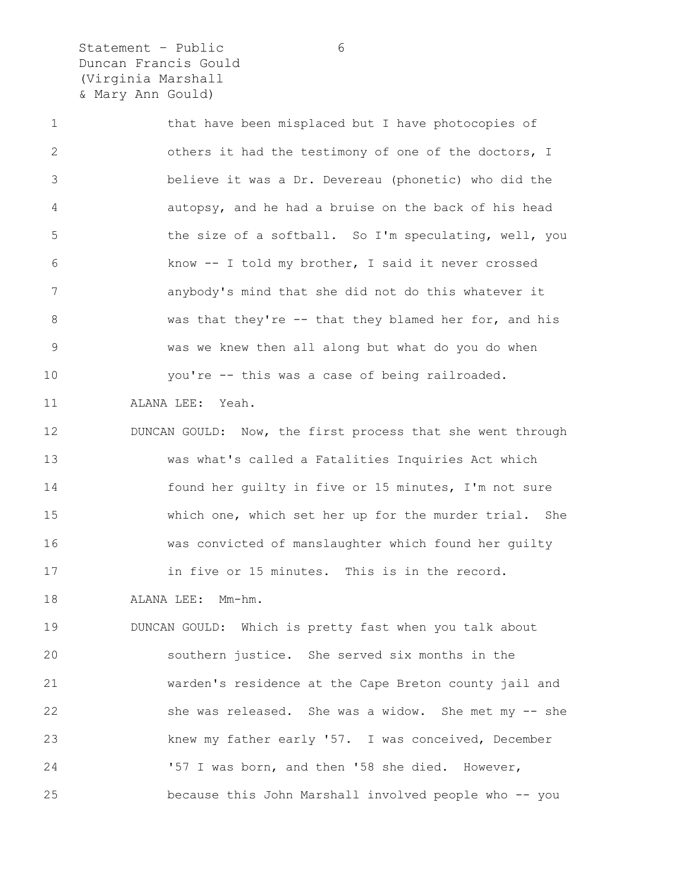that have been misplaced but I have photocopies of others it had the testimony of one of the doctors, I believe it was a Dr. Devereau (phonetic) who did the autopsy, and he had a bruise on the back of his head the size of a softball. So I'm speculating, well, you know -- I told my brother, I said it never crossed anybody's mind that she did not do this whatever it was that they're -- that they blamed her for, and his was we knew then all along but what do you do when you're -- this was a case of being railroaded.

ALANA LEE: Yeah.

DUNCAN GOULD: Now, the first process that she went through was what's called a Fatalities Inquiries Act which found her guilty in five or 15 minutes, I'm not sure which one, which set her up for the murder trial. She was convicted of manslaughter which found her guilty in five or 15 minutes. This is in the record.

ALANA LEE: Mm-hm.

DUNCAN GOULD: Which is pretty fast when you talk about southern justice. She served six months in the warden's residence at the Cape Breton county jail and she was released. She was a widow. She met my -- she knew my father early '57. I was conceived, December '57 I was born, and then '58 she died. However, because this John Marshall involved people who -- you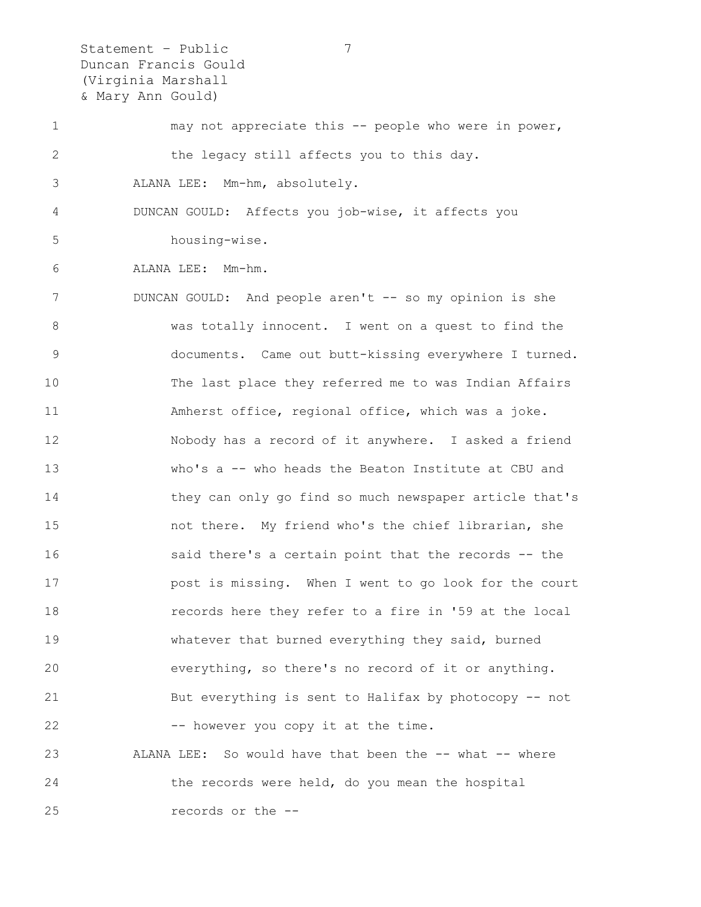may not appreciate this -- people who were in power, the legacy still affects you to this day.

ALANA LEE: Mm-hm, absolutely.

DUNCAN GOULD: Affects you job-wise, it affects you housing-wise.

ALANA LEE: Mm-hm.

DUNCAN GOULD: And people aren't -- so my opinion is she was totally innocent. I went on a quest to find the documents. Came out butt-kissing everywhere I turned. The last place they referred me to was Indian Affairs Amherst office, regional office, which was a joke. Nobody has a record of it anywhere. I asked a friend who's a -- who heads the Beaton Institute at CBU and they can only go find so much newspaper article that's not there. My friend who's the chief librarian, she said there's a certain point that the records -- the post is missing. When I went to go look for the court records here they refer to a fire in '59 at the local whatever that burned everything they said, burned everything, so there's no record of it or anything. But everything is sent to Halifax by photocopy -- not -- however you copy it at the time.

ALANA LEE: So would have that been the -- what -- where the records were held, do you mean the hospital records or the --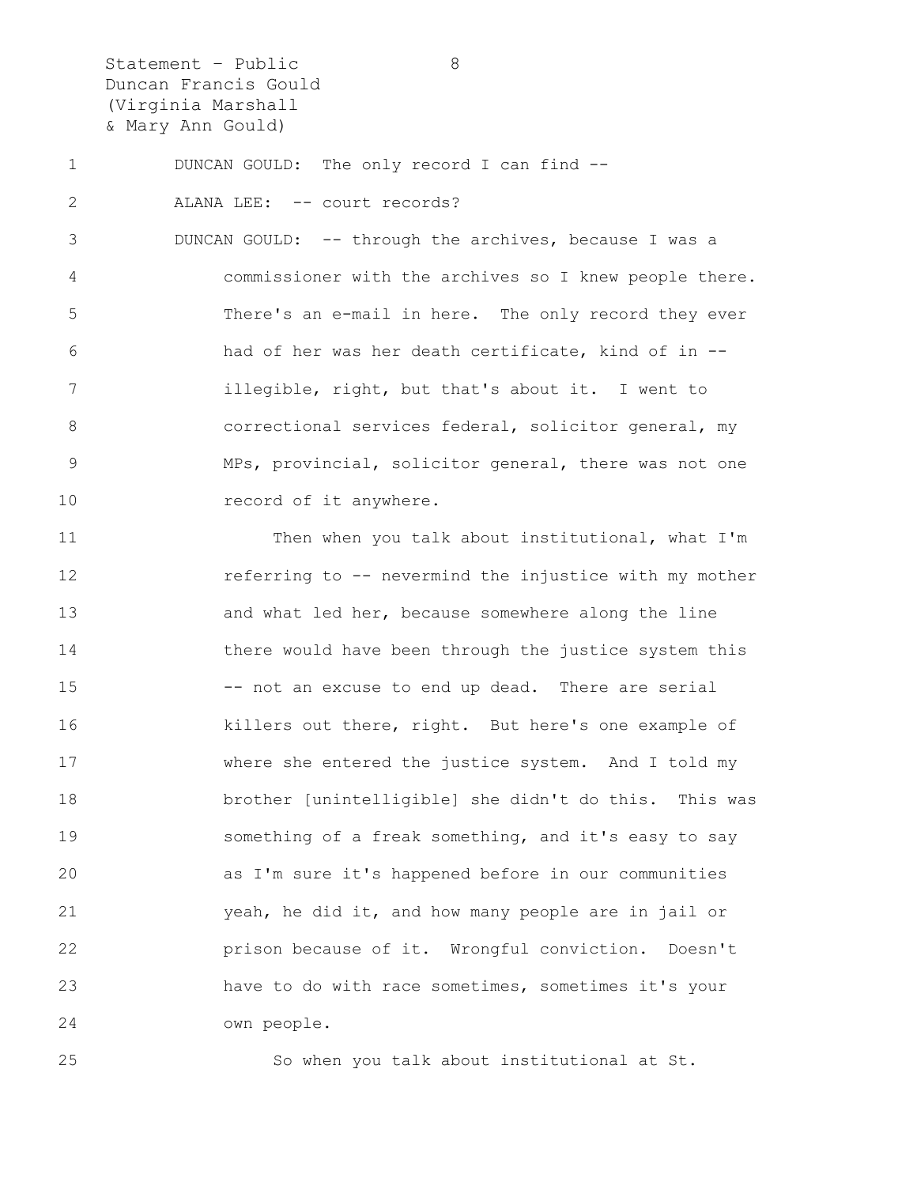DUNCAN GOULD: The only record I can find --

ALANA LEE: -- court records?

DUNCAN GOULD: -- through the archives, because I was a commissioner with the archives so I knew people there. There's an e-mail in here. The only record they ever had of her was her death certificate, kind of in -- illegible, right, but that's about it. I went to correctional services federal, solicitor general, my MPs, provincial, solicitor general, there was not one record of it anywhere.

Then when you talk about institutional, what I'm referring to -- nevermind the injustice with my mother and what led her, because somewhere along the line there would have been through the justice system this -- not an excuse to end up dead. There are serial killers out there, right. But here's one example of where she entered the justice system. And I told my brother [unintelligible] she didn't do this. This was something of a freak something, and it's easy to say as I'm sure it's happened before in our communities yeah, he did it, and how many people are in jail or prison because of it. Wrongful conviction. Doesn't have to do with race sometimes, sometimes it's your own people.

So when you talk about institutional at St.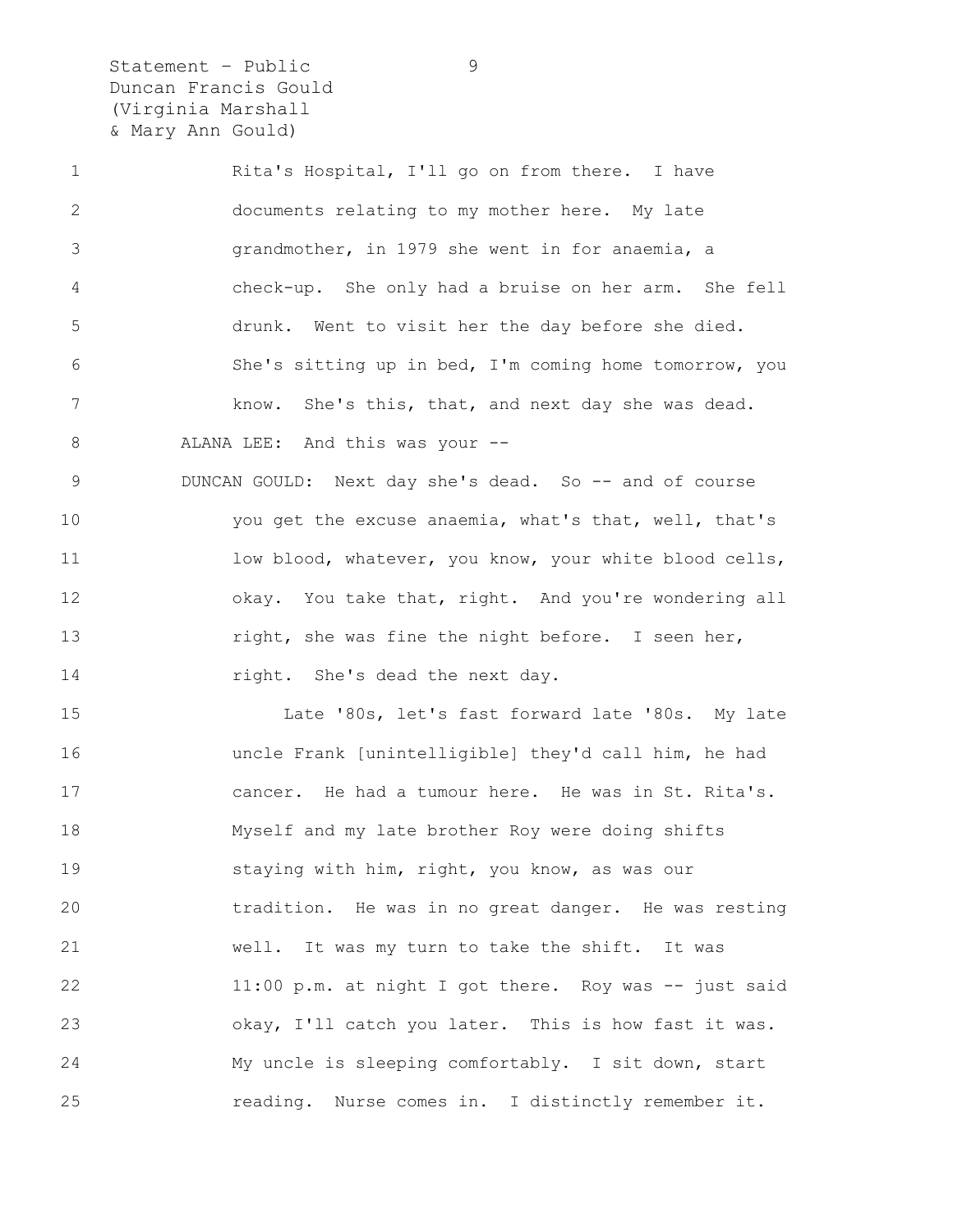Rita's Hospital, I'll go on from there. I have documents relating to my mother here. My late grandmother, in 1979 she went in for anaemia, a check-up. She only had a bruise on her arm. She fell drunk. Went to visit her the day before she died. She's sitting up in bed, I'm coming home tomorrow, you know. She's this, that, and next day she was dead.

ALANA LEE: And this was your --

DUNCAN GOULD: Next day she's dead. So -- and of course you get the excuse anaemia, what's that, well, that's low blood, whatever, you know, your white blood cells, okay. You take that, right. And you're wondering all right, she was fine the night before. I seen her, right. She's dead the next day.

Late '80s, let's fast forward late '80s. My late uncle Frank [unintelligible] they'd call him, he had cancer. He had a tumour here. He was in St. Rita's. Myself and my late brother Roy were doing shifts staying with him, right, you know, as was our tradition. He was in no great danger. He was resting well. It was my turn to take the shift. It was 11:00 p.m. at night I got there. Roy was -- just said okay, I'll catch you later. This is how fast it was. My uncle is sleeping comfortably. I sit down, start reading. Nurse comes in. I distinctly remember it.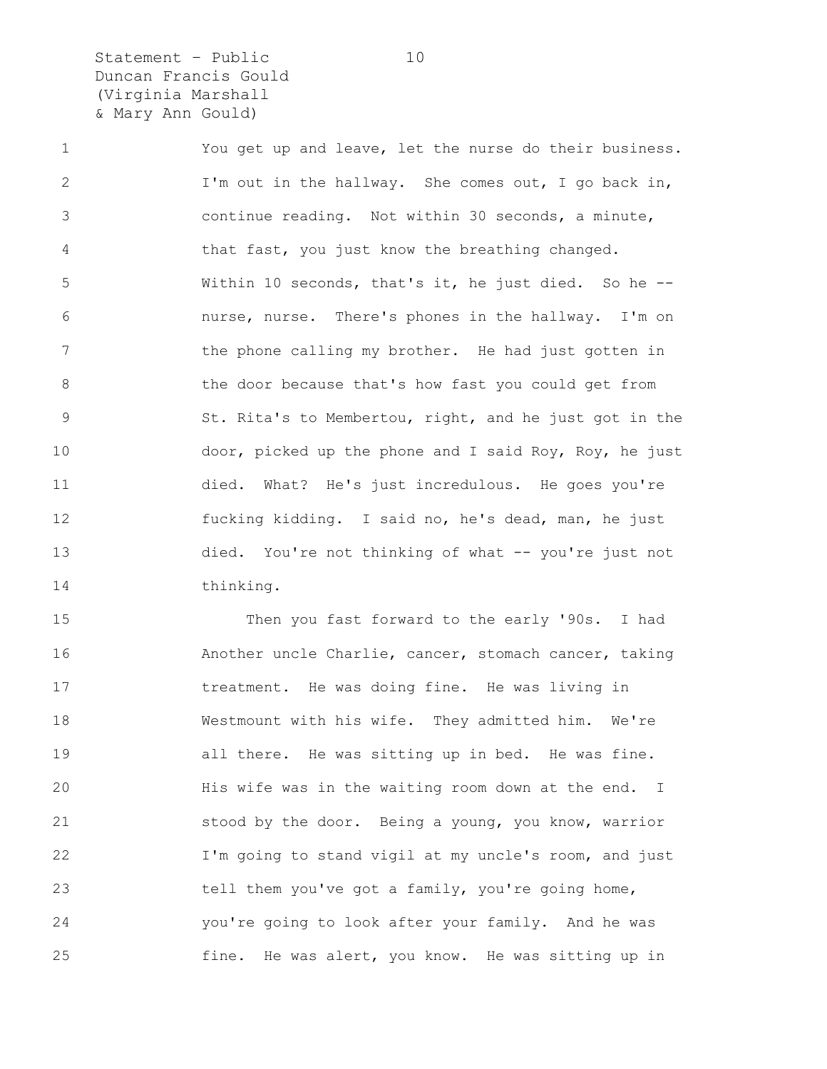You get up and leave, let the nurse do their business. I'm out in the hallway. She comes out, I go back in, continue reading. Not within 30 seconds, a minute, that fast, you just know the breathing changed. Within 10 seconds, that's it, he just died. So he -- nurse, nurse. There's phones in the hallway. I'm on the phone calling my brother. He had just gotten in the door because that's how fast you could get from St. Rita's to Membertou, right, and he just got in the door, picked up the phone and I said Roy, Roy, he just died. What? He's just incredulous. He goes you're fucking kidding. I said no, he's dead, man, he just died. You're not thinking of what -- you're just not thinking.

Then you fast forward to the early '90s. I had Another uncle Charlie, cancer, stomach cancer, taking treatment. He was doing fine. He was living in Westmount with his wife. They admitted him. We're all there. He was sitting up in bed. He was fine. His wife was in the waiting room down at the end. I stood by the door. Being a young, you know, warrior I'm going to stand vigil at my uncle's room, and just tell them you've got a family, you're going home, you're going to look after your family. And he was fine. He was alert, you know. He was sitting up in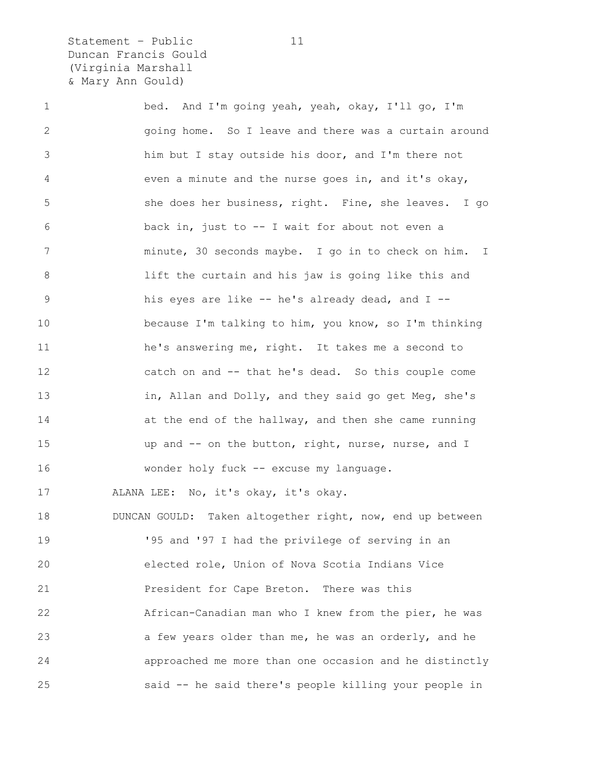bed. And I'm going yeah, yeah, okay, I'll go, I'm going home. So I leave and there was a curtain around him but I stay outside his door, and I'm there not even a minute and the nurse goes in, and it's okay, she does her business, right. Fine, she leaves. I go back in, just to -- I wait for about not even a minute, 30 seconds maybe. I go in to check on him. I lift the curtain and his jaw is going like this and his eyes are like -- he's already dead, and I -- because I'm talking to him, you know, so I'm thinking he's answering me, right. It takes me a second to catch on and -- that he's dead. So this couple come in, Allan and Dolly, and they said go get Meg, she's at the end of the hallway, and then she came running up and -- on the button, right, nurse, nurse, and I wonder holy fuck -- excuse my language.

ALANA LEE: No, it's okay, it's okay.

DUNCAN GOULD: Taken altogether right, now, end up between '95 and '97 I had the privilege of serving in an elected role, Union of Nova Scotia Indians Vice President for Cape Breton. There was this African-Canadian man who I knew from the pier, he was a few years older than me, he was an orderly, and he approached me more than one occasion and he distinctly said -- he said there's people killing your people in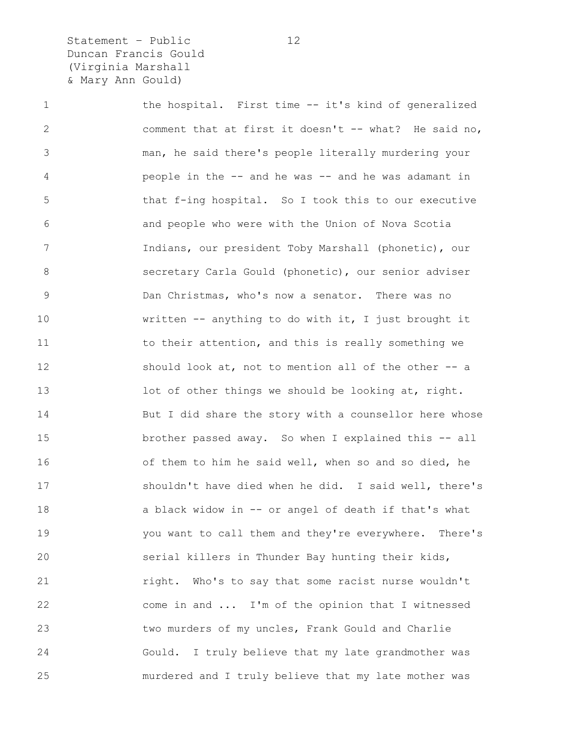the hospital. First time -- it's kind of generalized comment that at first it doesn't -- what? He said no, man, he said there's people literally murdering your people in the -- and he was -- and he was adamant in that f-ing hospital. So I took this to our executive and people who were with the Union of Nova Scotia Indians, our president Toby Marshall (phonetic), our secretary Carla Gould (phonetic), our senior adviser Dan Christmas, who's now a senator. There was no written -- anything to do with it, I just brought it to their attention, and this is really something we should look at, not to mention all of the other -- a lot of other things we should be looking at, right. But I did share the story with a counsellor here whose brother passed away. So when I explained this -- all of them to him he said well, when so and so died, he shouldn't have died when he did. I said well, there's a black widow in -- or angel of death if that's what you want to call them and they're everywhere. There's serial killers in Thunder Bay hunting their kids, right. Who's to say that some racist nurse wouldn't come in and ... I'm of the opinion that I witnessed two murders of my uncles, Frank Gould and Charlie Gould. I truly believe that my late grandmother was murdered and I truly believe that my late mother was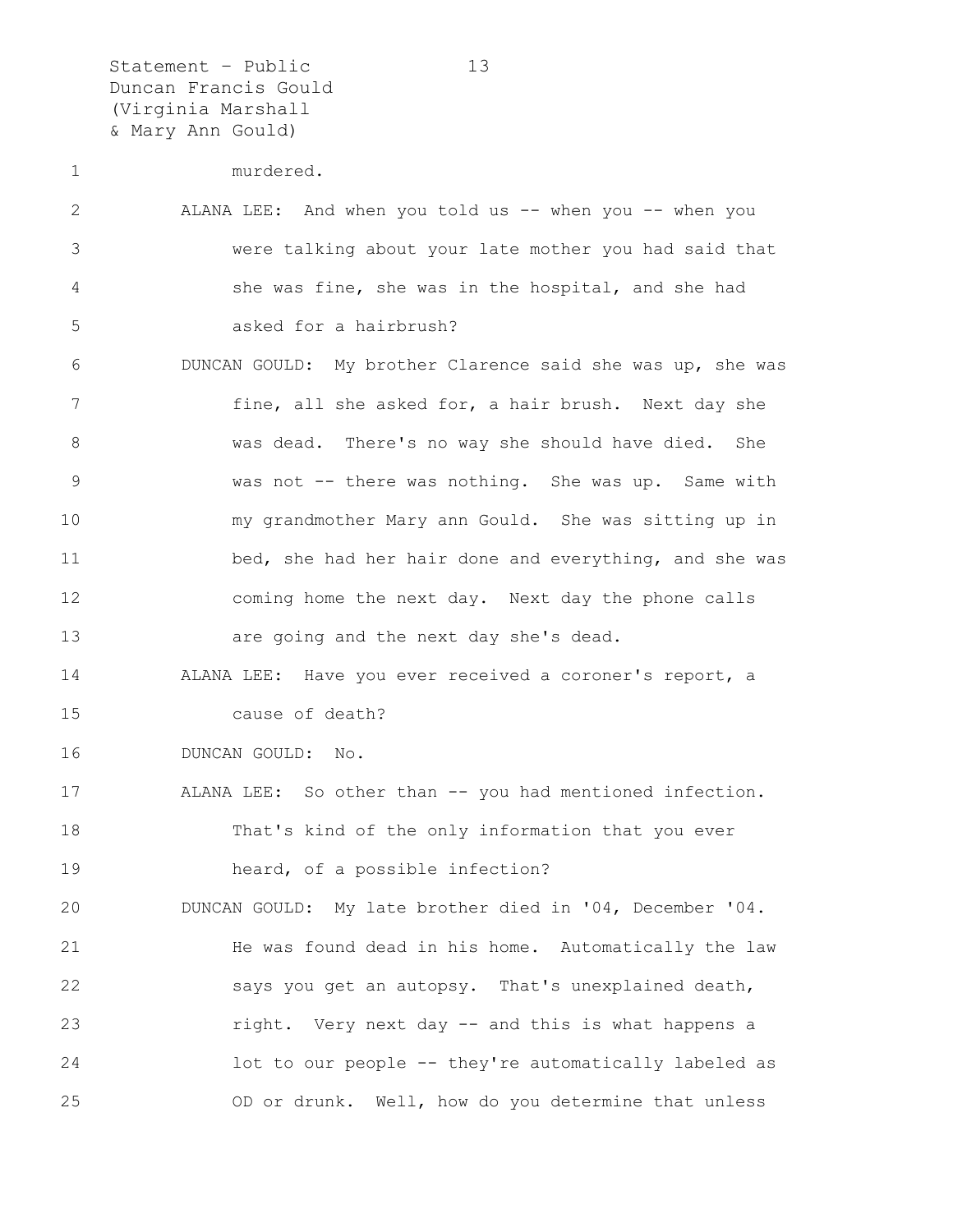murdered.

ALANA LEE: And when you told us -- when you -- when you were talking about your late mother you had said that she was fine, she was in the hospital, and she had asked for a hairbrush?

DUNCAN GOULD: My brother Clarence said she was up, she was fine, all she asked for, a hair brush. Next day she was dead. There's no way she should have died. She was not -- there was nothing. She was up. Same with my grandmother Mary ann Gould. She was sitting up in bed, she had her hair done and everything, and she was coming home the next day. Next day the phone calls are going and the next day she's dead.

ALANA LEE: Have you ever received a coroner's report, a cause of death?

DUNCAN GOULD: No.

ALANA LEE: So other than -- you had mentioned infection. That's kind of the only information that you ever heard, of a possible infection?

DUNCAN GOULD: My late brother died in '04, December '04. He was found dead in his home. Automatically the law says you get an autopsy. That's unexplained death, right. Very next day -- and this is what happens a lot to our people -- they're automatically labeled as OD or drunk. Well, how do you determine that unless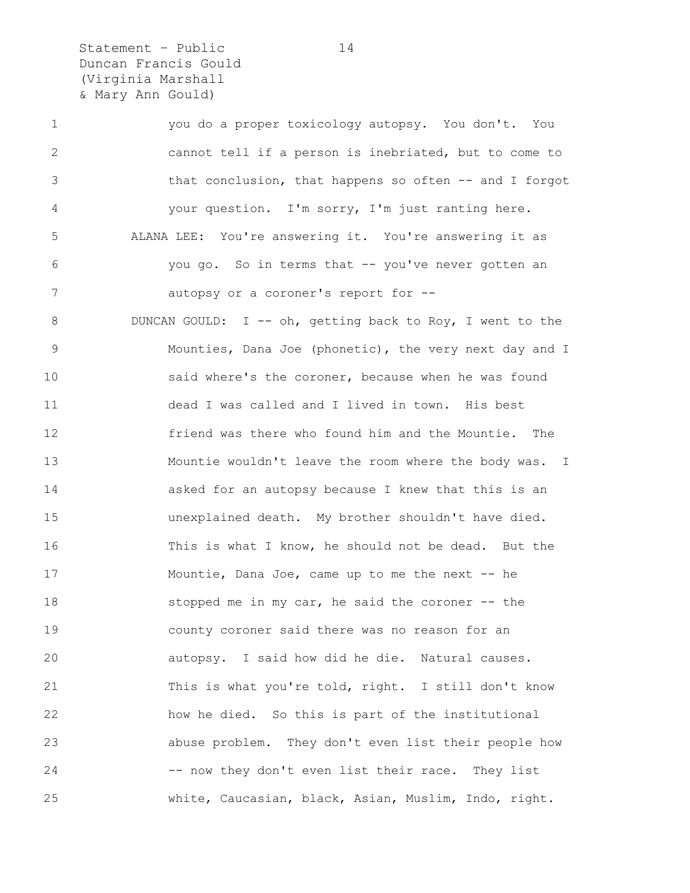you do a proper toxicology autopsy. You don't. You cannot tell if a person is inebriated, but to come to that conclusion, that happens so often -- and I forgot your question. I'm sorry, I'm just ranting here.

ALANA LEE: You're answering it. You're answering it as you go. So in terms that -- you've never gotten an autopsy or a coroner's report for --

DUNCAN GOULD: I -- oh, getting back to Roy, I went to the Mounties, Dana Joe (phonetic), the very next day and I said where's the coroner, because when he was found dead I was called and I lived in town. His best friend was there who found him and the Mountie. The Mountie wouldn't leave the room where the body was. I asked for an autopsy because I knew that this is an unexplained death. My brother shouldn't have died. This is what I know, he should not be dead. But the Mountie, Dana Joe, came up to me the next -- he stopped me in my car, he said the coroner -- the county coroner said there was no reason for an autopsy. I said how did he die. Natural causes. This is what you're told, right. I still don't know how he died. So this is part of the institutional abuse problem. They don't even list their people how -- now they don't even list their race. They list white, Caucasian, black, Asian, Muslim, Indo, right.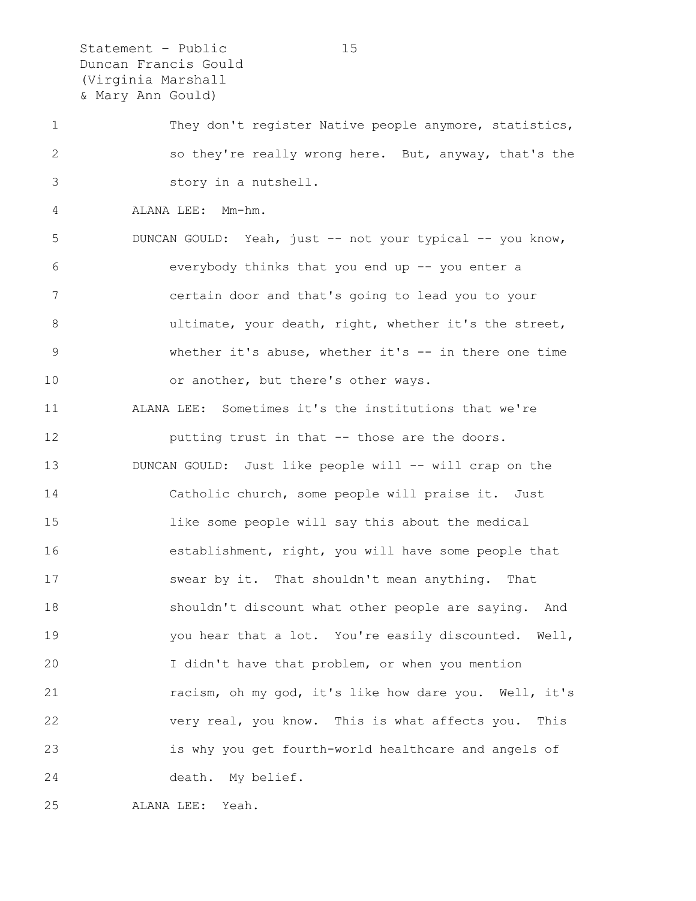They don't register Native people anymore, statistics, so they're really wrong here. But, anyway, that's the story in a nutshell.

ALANA LEE: Mm-hm.

DUNCAN GOULD: Yeah, just -- not your typical -- you know, everybody thinks that you end up -- you enter a certain door and that's going to lead you to your ultimate, your death, right, whether it's the street, whether it's abuse, whether it's -- in there one time or another, but there's other ways.

ALANA LEE: Sometimes it's the institutions that we're putting trust in that -- those are the doors.

DUNCAN GOULD: Just like people will -- will crap on the Catholic church, some people will praise it. Just like some people will say this about the medical establishment, right, you will have some people that swear by it. That shouldn't mean anything. That shouldn't discount what other people are saying. And you hear that a lot. You're easily discounted. Well, I didn't have that problem, or when you mention racism, oh my god, it's like how dare you. Well, it's very real, you know. This is what affects you. This is why you get fourth-world healthcare and angels of death. My belief.

ALANA LEE: Yeah.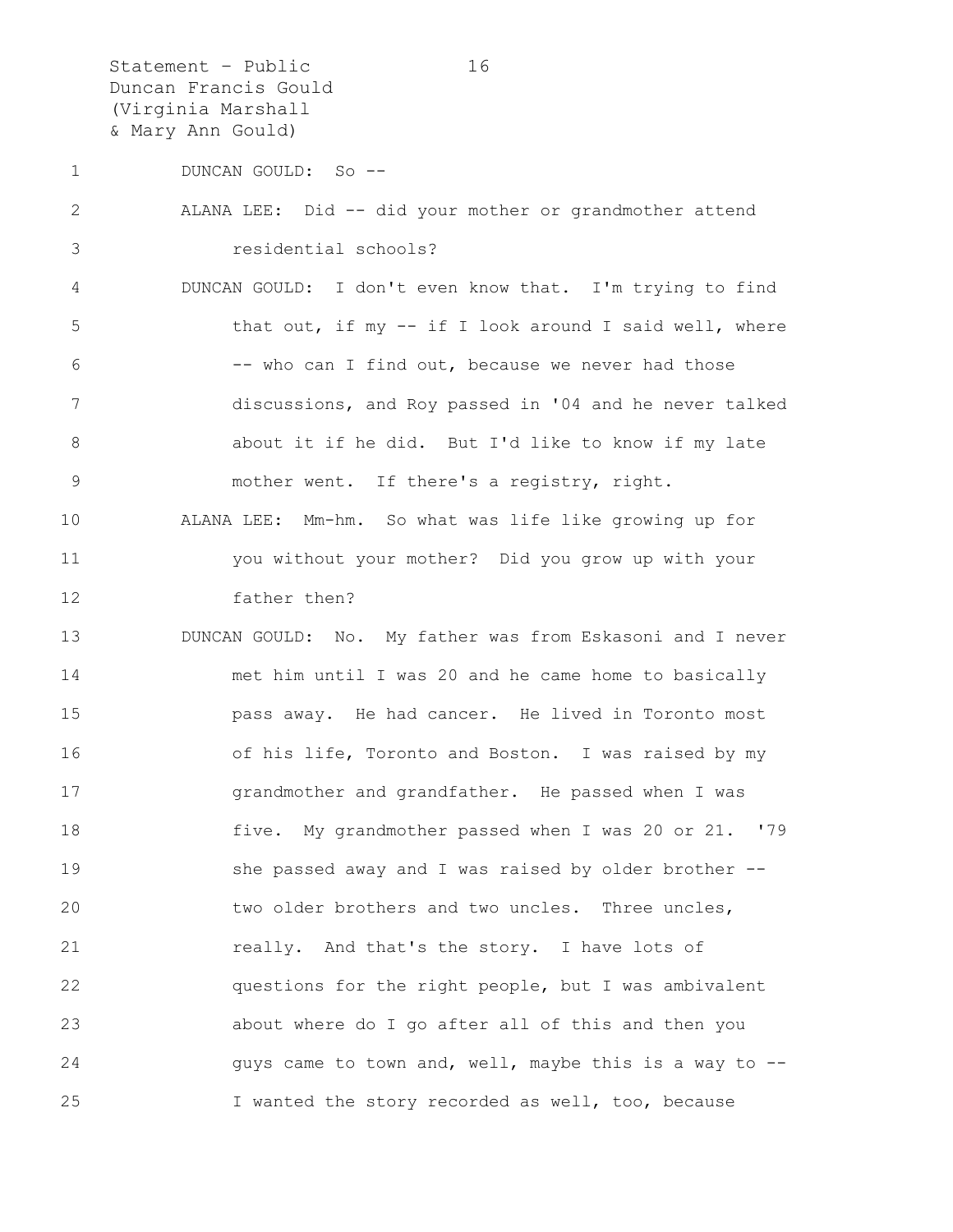DUNCAN GOULD: So --

ALANA LEE: Did -- did your mother or grandmother attend residential schools?

DUNCAN GOULD: I don't even know that. I'm trying to find that out, if my -- if I look around I said well, where -- who can I find out, because we never had those discussions, and Roy passed in '04 and he never talked about it if he did. But I'd like to know if my late mother went. If there's a registry, right.

ALANA LEE: Mm-hm. So what was life like growing up for you without your mother? Did you grow up with your father then?

DUNCAN GOULD: No. My father was from Eskasoni and I never met him until I was 20 and he came home to basically pass away. He had cancer. He lived in Toronto most of his life, Toronto and Boston. I was raised by my grandmother and grandfather. He passed when I was five. My grandmother passed when I was 20 or 21. '79 she passed away and I was raised by older brother -- two older brothers and two uncles. Three uncles, really. And that's the story. I have lots of questions for the right people, but I was ambivalent about where do I go after all of this and then you guys came to town and, well, maybe this is a way to -- I wanted the story recorded as well, too, because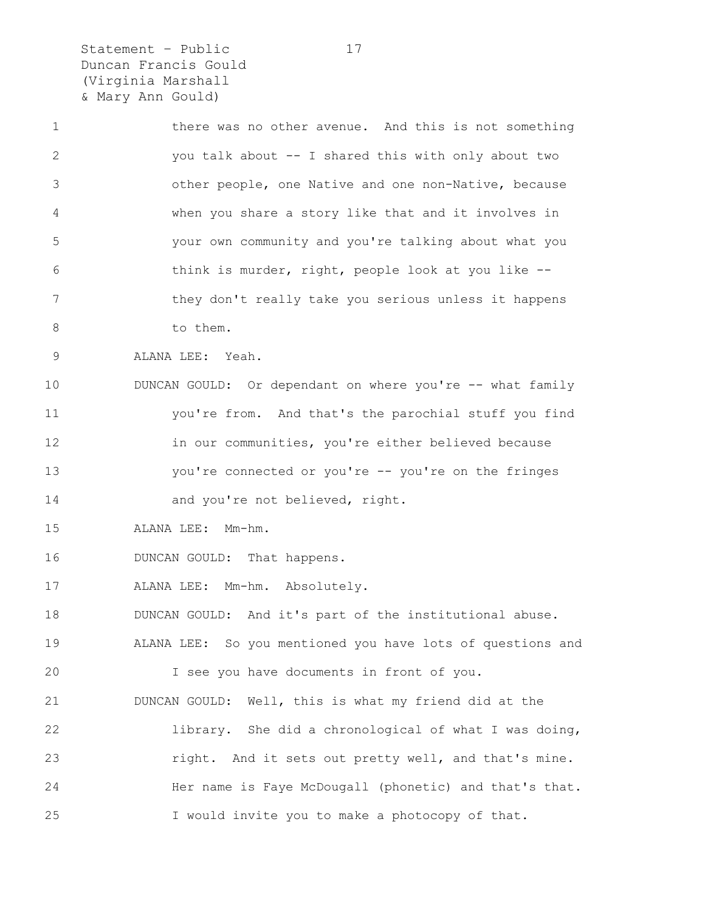there was no other avenue. And this is not something you talk about -- I shared this with only about two other people, one Native and one non-Native, because when you share a story like that and it involves in your own community and you're talking about what you think is murder, right, people look at you like -- they don't really take you serious unless it happens to them.

ALANA LEE: Yeah.

DUNCAN GOULD: Or dependant on where you're -- what family you're from. And that's the parochial stuff you find in our communities, you're either believed because you're connected or you're -- you're on the fringes and you're not believed, right.

ALANA LEE: Mm-hm.

DUNCAN GOULD: That happens.

ALANA LEE: Mm-hm. Absolutely.

DUNCAN GOULD: And it's part of the institutional abuse.

ALANA LEE: So you mentioned you have lots of questions and I see you have documents in front of you.

DUNCAN GOULD: Well, this is what my friend did at the library. She did a chronological of what I was doing, right. And it sets out pretty well, and that's mine. Her name is Faye McDougall (phonetic) and that's that. I would invite you to make a photocopy of that.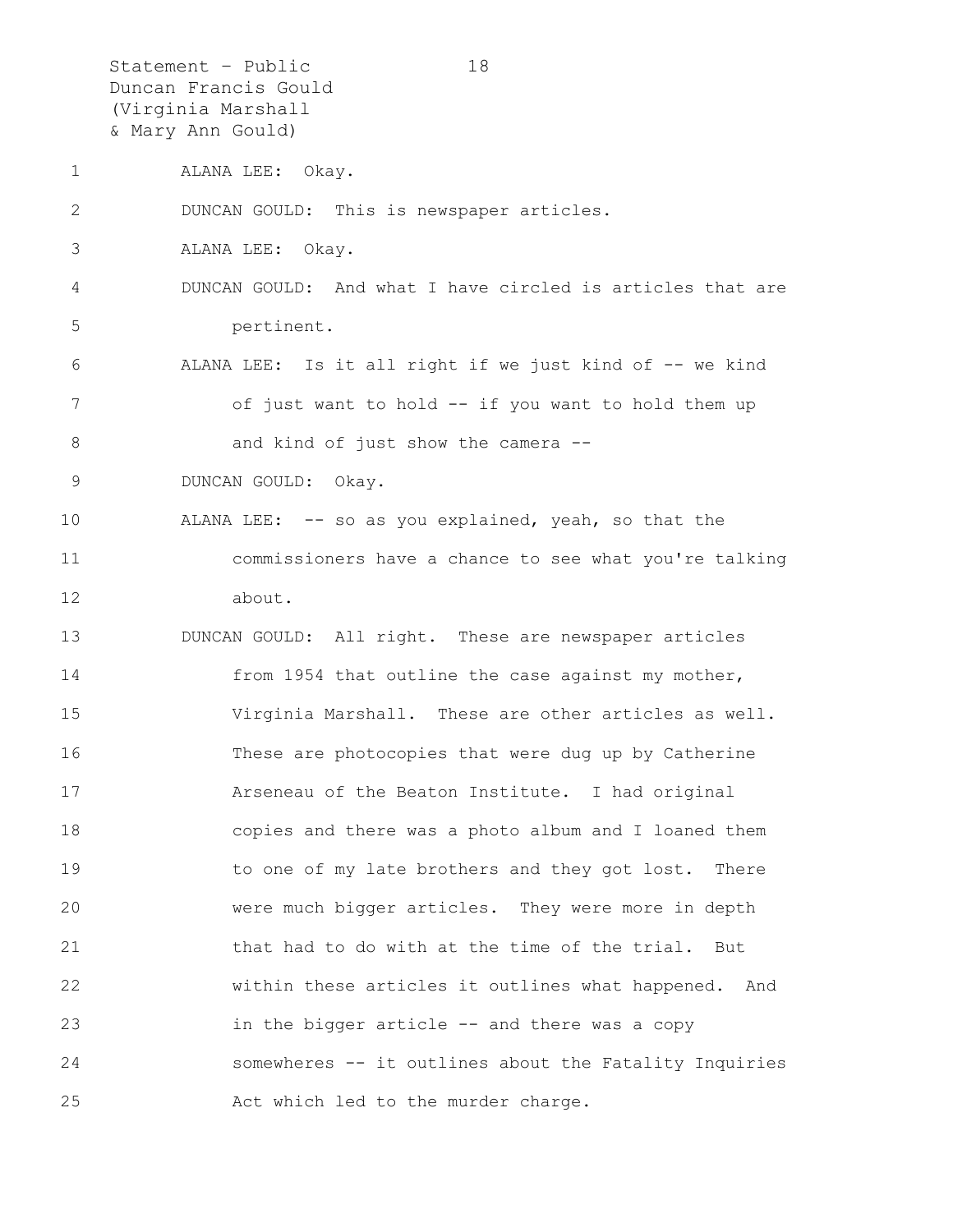ALANA LEE: Okay.

DUNCAN GOULD: This is newspaper articles.

ALANA LEE: Okay.

DUNCAN GOULD: And what I have circled is articles that are pertinent.

ALANA LEE: Is it all right if we just kind of -- we kind of just want to hold -- if you want to hold them up and kind of just show the camera --

DUNCAN GOULD: Okay.

ALANA LEE: -- so as you explained, yeah, so that the commissioners have a chance to see what you're talking about.

DUNCAN GOULD: All right. These are newspaper articles from 1954 that outline the case against my mother, Virginia Marshall. These are other articles as well. These are photocopies that were dug up by Catherine Arseneau of the Beaton Institute. I had original copies and there was a photo album and I loaned them to one of my late brothers and they got lost. There were much bigger articles. They were more in depth that had to do with at the time of the trial. But within these articles it outlines what happened. And in the bigger article -- and there was a copy somewheres -- it outlines about the Fatality Inquiries Act which led to the murder charge.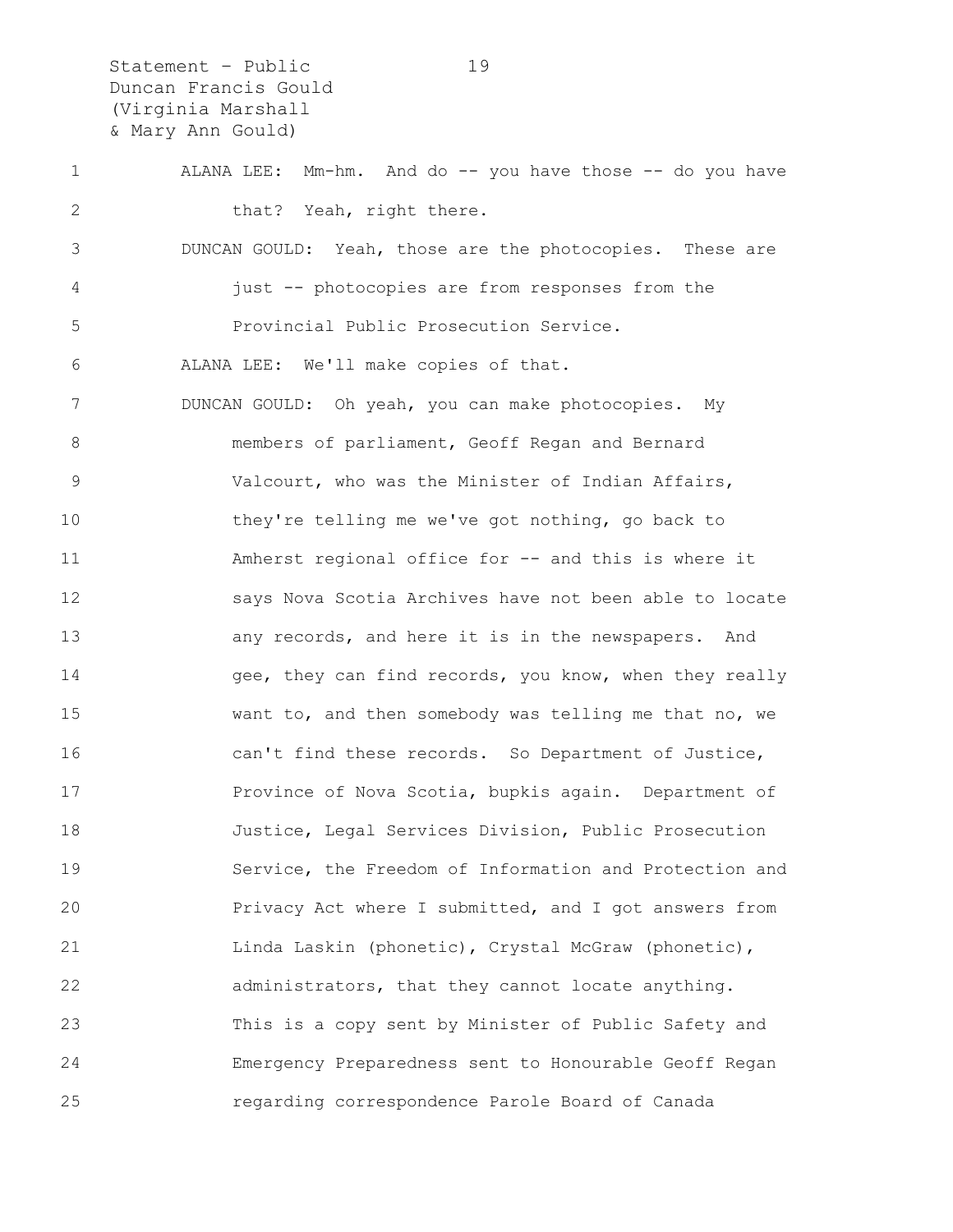ALANA LEE: Mm-hm. And do -- you have those -- do you have that? Yeah, right there.

DUNCAN GOULD: Yeah, those are the photocopies. These are just -- photocopies are from responses from the Provincial Public Prosecution Service.

ALANA LEE: We'll make copies of that.

DUNCAN GOULD: Oh yeah, you can make photocopies. My members of parliament, Geoff Regan and Bernard Valcourt, who was the Minister of Indian Affairs, they're telling me we've got nothing, go back to Amherst regional office for -- and this is where it says Nova Scotia Archives have not been able to locate any records, and here it is in the newspapers. And gee, they can find records, you know, when they really want to, and then somebody was telling me that no, we can't find these records. So Department of Justice, Province of Nova Scotia, bupkis again. Department of Justice, Legal Services Division, Public Prosecution Service, the Freedom of Information and Protection and Privacy Act where I submitted, and I got answers from Linda Laskin (phonetic), Crystal McGraw (phonetic), administrators, that they cannot locate anything. This is a copy sent by Minister of Public Safety and Emergency Preparedness sent to Honourable Geoff Regan regarding correspondence Parole Board of Canada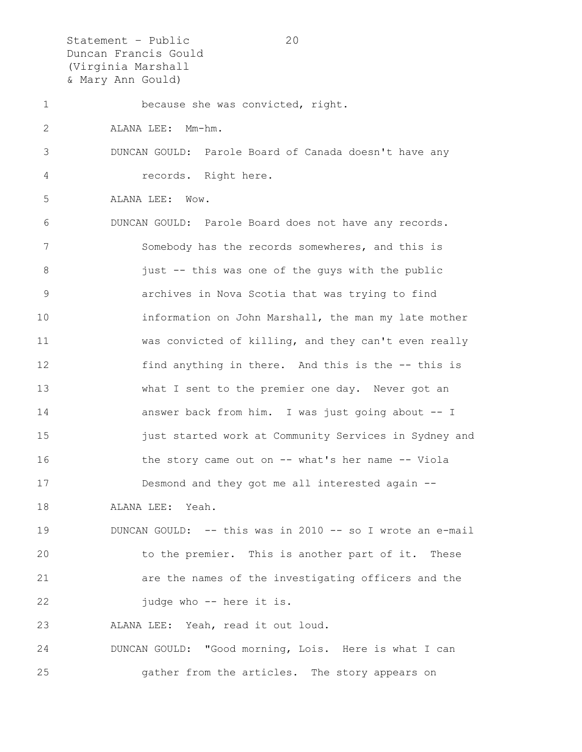because she was convicted, right.

ALANA LEE: Mm-hm.

DUNCAN GOULD: Parole Board of Canada doesn't have any records. Right here.

ALANA LEE: Wow.

DUNCAN GOULD: Parole Board does not have any records. Somebody has the records somewheres, and this is just -- this was one of the guys with the public archives in Nova Scotia that was trying to find information on John Marshall, the man my late mother was convicted of killing, and they can't even really find anything in there. And this is the -- this is what I sent to the premier one day. Never got an answer back from him. I was just going about -- I just started work at Community Services in Sydney and the story came out on -- what's her name -- Viola Desmond and they got me all interested again --

ALANA LEE: Yeah.

DUNCAN GOULD: -- this was in 2010 -- so I wrote an e-mail to the premier. This is another part of it. These are the names of the investigating officers and the judge who -- here it is.

ALANA LEE: Yeah, read it out loud.

DUNCAN GOULD: "Good morning, Lois. Here is what I can gather from the articles. The story appears on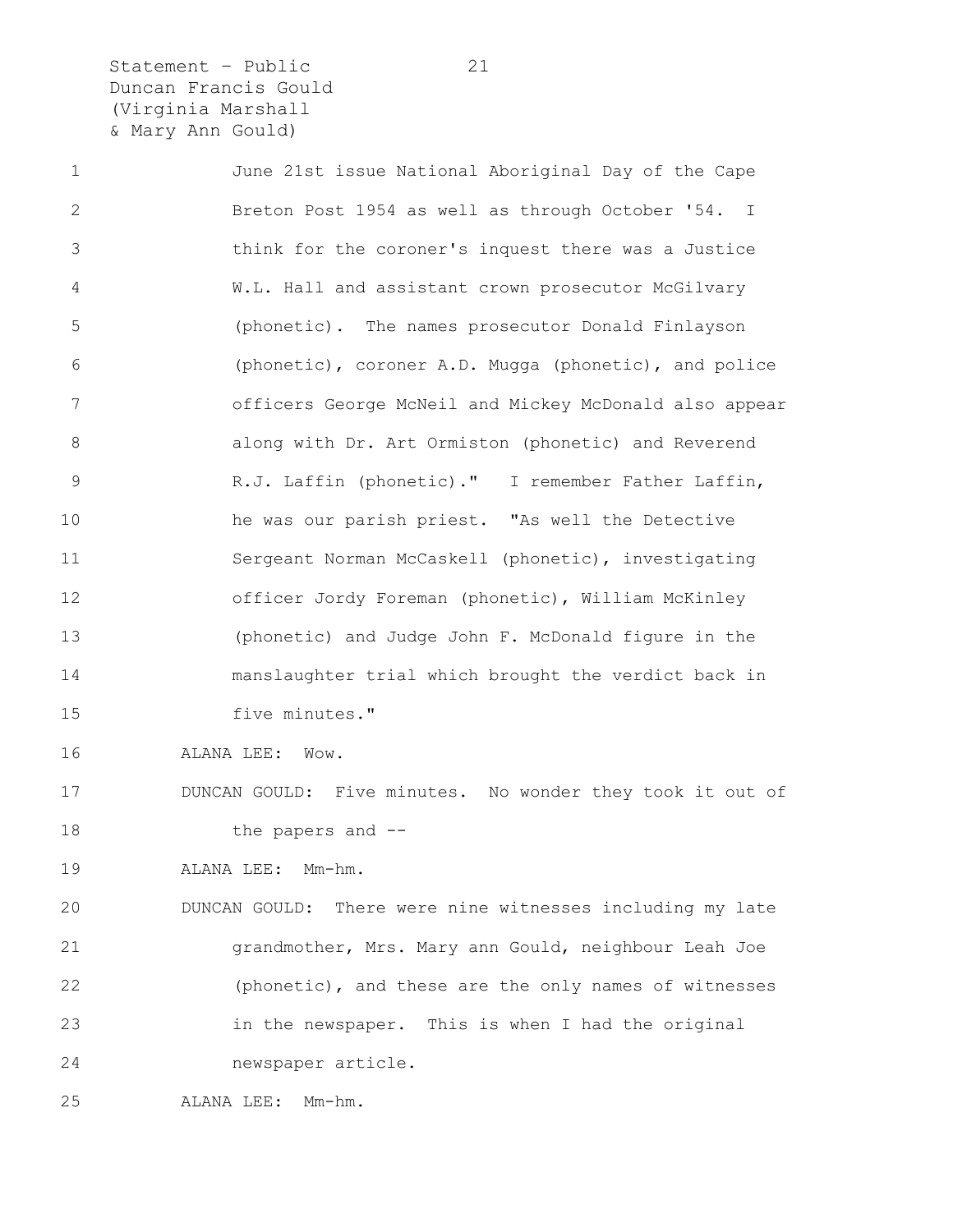June 21st issue National Aboriginal Day of the Cape Breton Post 1954 as well as through October '54. I think for the coroner's inquest there was a Justice W.L. Hall and assistant crown prosecutor McGilvary (phonetic). The names prosecutor Donald Finlayson (phonetic), coroner A.D. Mugga (phonetic), and police officers George McNeil and Mickey McDonald also appear along with Dr. Art Ormiston (phonetic) and Reverend R.J. Laffin (phonetic)." I remember Father Laffin, he was our parish priest. "As well the Detective Sergeant Norman McCaskell (phonetic), investigating officer Jordy Foreman (phonetic), William McKinley (phonetic) and Judge John F. McDonald figure in the manslaughter trial which brought the verdict back in five minutes."

ALANA LEE: Wow.

DUNCAN GOULD: Five minutes. No wonder they took it out of the papers and --

ALANA LEE: Mm-hm.

DUNCAN GOULD: There were nine witnesses including my late grandmother, Mrs. Mary ann Gould, neighbour Leah Joe (phonetic), and these are the only names of witnesses in the newspaper. This is when I had the original newspaper article.

ALANA LEE: Mm-hm.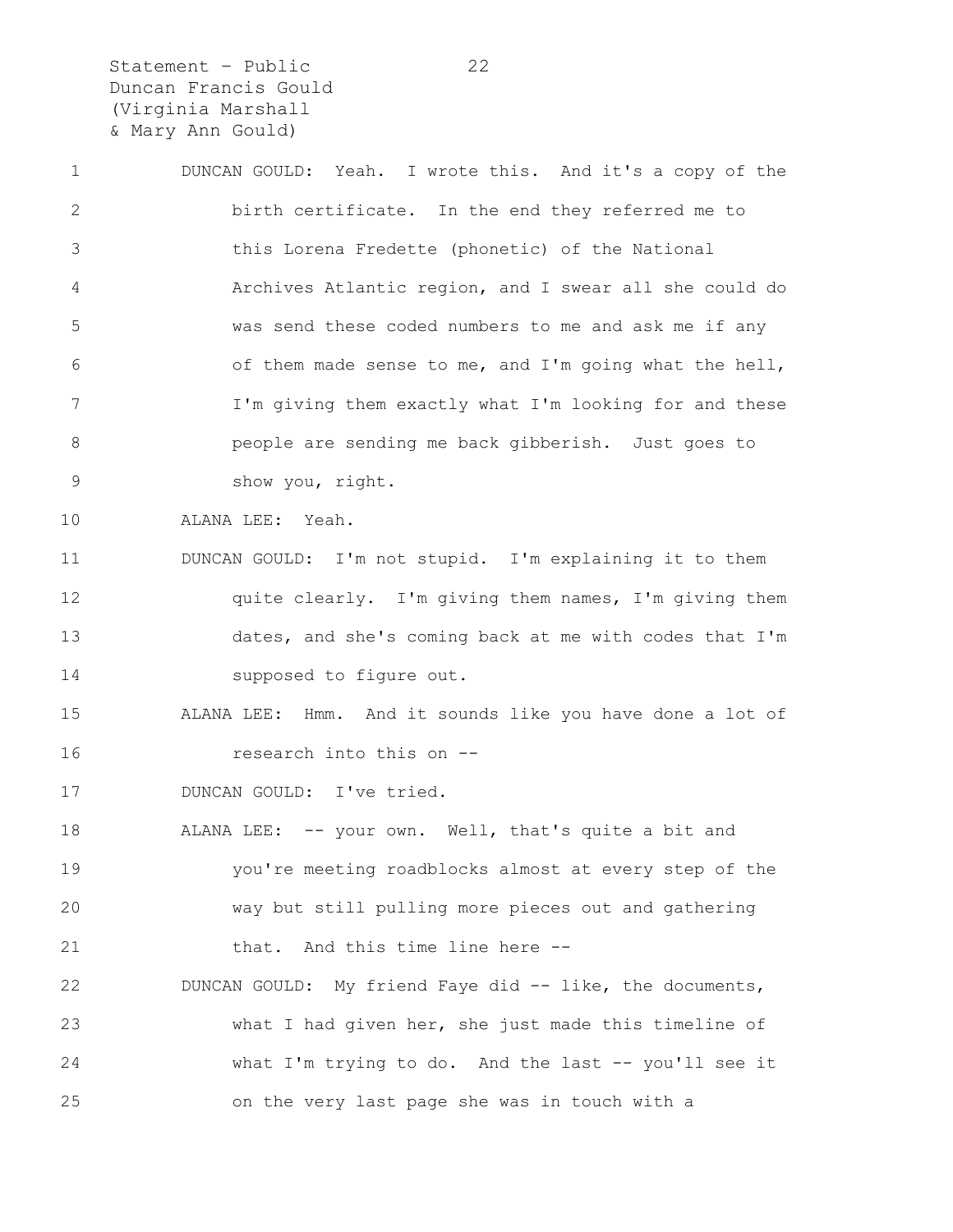DUNCAN GOULD: Yeah. I wrote this. And it's a copy of the birth certificate. In the end they referred me to this Lorena Fredette (phonetic) of the National Archives Atlantic region, and I swear all she could do was send these coded numbers to me and ask me if any of them made sense to me, and I'm going what the hell, I'm giving them exactly what I'm looking for and these people are sending me back gibberish. Just goes to show you, right.

ALANA LEE: Yeah.

DUNCAN GOULD: I'm not stupid. I'm explaining it to them quite clearly. I'm giving them names, I'm giving them dates, and she's coming back at me with codes that I'm supposed to figure out.

ALANA LEE: Hmm. And it sounds like you have done a lot of research into this on --

DUNCAN GOULD: I've tried.

ALANA LEE: -- your own. Well, that's quite a bit and you're meeting roadblocks almost at every step of the way but still pulling more pieces out and gathering that. And this time line here --

DUNCAN GOULD: My friend Faye did -- like, the documents, what I had given her, she just made this timeline of what I'm trying to do. And the last -- you'll see it on the very last page she was in touch with a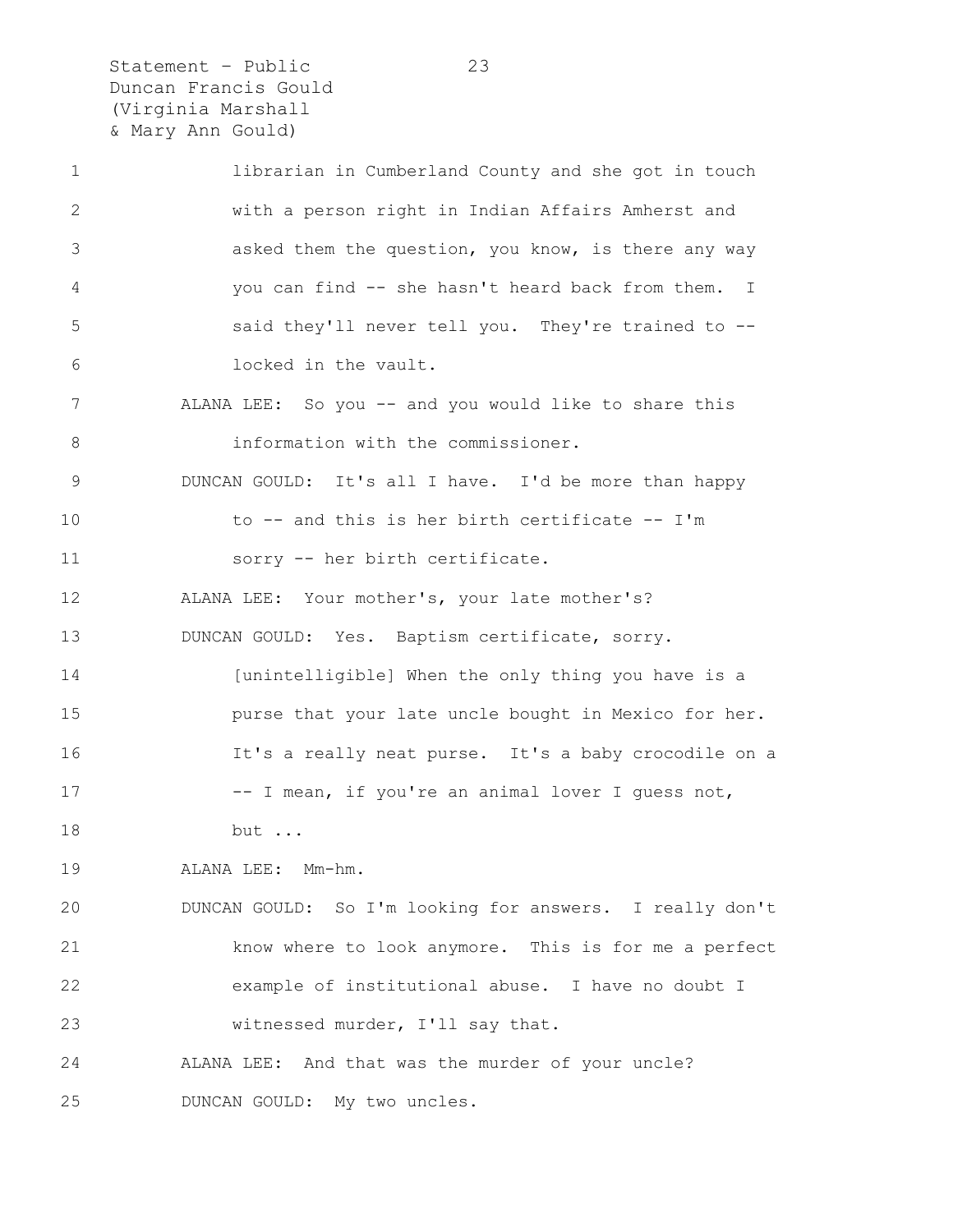librarian in Cumberland County and she got in touch with a person right in Indian Affairs Amherst and asked them the question, you know, is there any way you can find -- she hasn't heard back from them. I said they'll never tell you. They're trained to -- locked in the vault.

ALANA LEE: So you -- and you would like to share this information with the commissioner.

DUNCAN GOULD: It's all I have. I'd be more than happy to -- and this is her birth certificate -- I'm sorry -- her birth certificate.

ALANA LEE: Your mother's, your late mother's?

DUNCAN GOULD: Yes. Baptism certificate, sorry. [unintelligible] When the only thing you have is a purse that your late uncle bought in Mexico for her. It's a really neat purse. It's a baby crocodile on a -- I mean, if you're an animal lover I guess not, but ...

ALANA LEE: Mm-hm.

DUNCAN GOULD: So I'm looking for answers. I really don't know where to look anymore. This is for me a perfect example of institutional abuse. I have no doubt I witnessed murder, I'll say that.

ALANA LEE: And that was the murder of your uncle?

DUNCAN GOULD: My two uncles.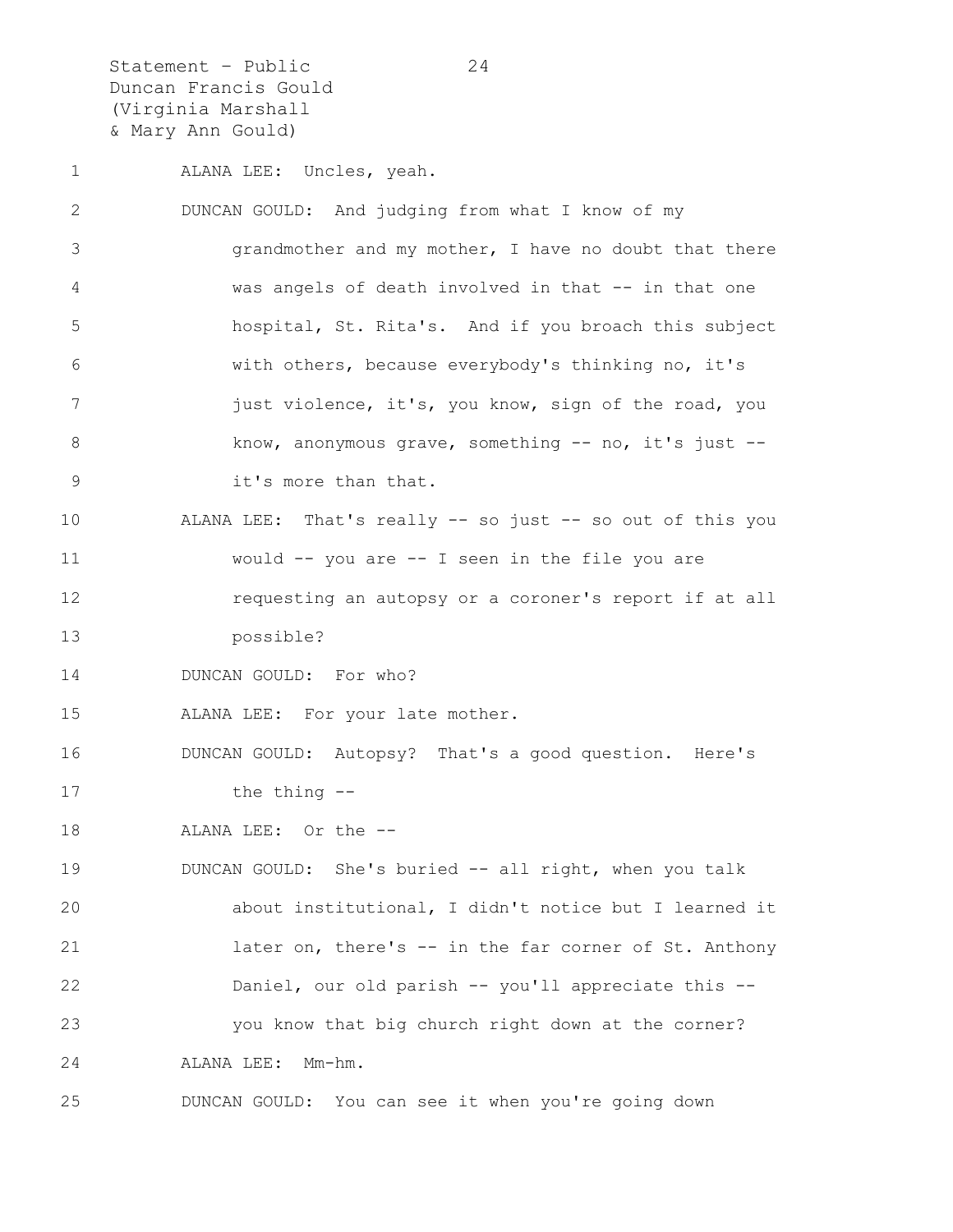ALANA LEE: Uncles, yeah.

DUNCAN GOULD: And judging from what I know of my grandmother and my mother, I have no doubt that there was angels of death involved in that -- in that one hospital, St. Rita's. And if you broach this subject with others, because everybody's thinking no, it's just violence, it's, you know, sign of the road, you know, anonymous grave, something -- no, it's just -- it's more than that.

ALANA LEE: That's really -- so just -- so out of this you would -- you are -- I seen in the file you are requesting an autopsy or a coroner's report if at all possible?

DUNCAN GOULD: For who?

ALANA LEE: For your late mother.

DUNCAN GOULD: Autopsy? That's a good question. Here's the thing --

ALANA LEE: Or the --

DUNCAN GOULD: She's buried -- all right, when you talk about institutional, I didn't notice but I learned it later on, there's -- in the far corner of St. Anthony Daniel, our old parish -- you'll appreciate this -- you know that big church right down at the corner?

ALANA LEE: Mm-hm.

DUNCAN GOULD: You can see it when you're going down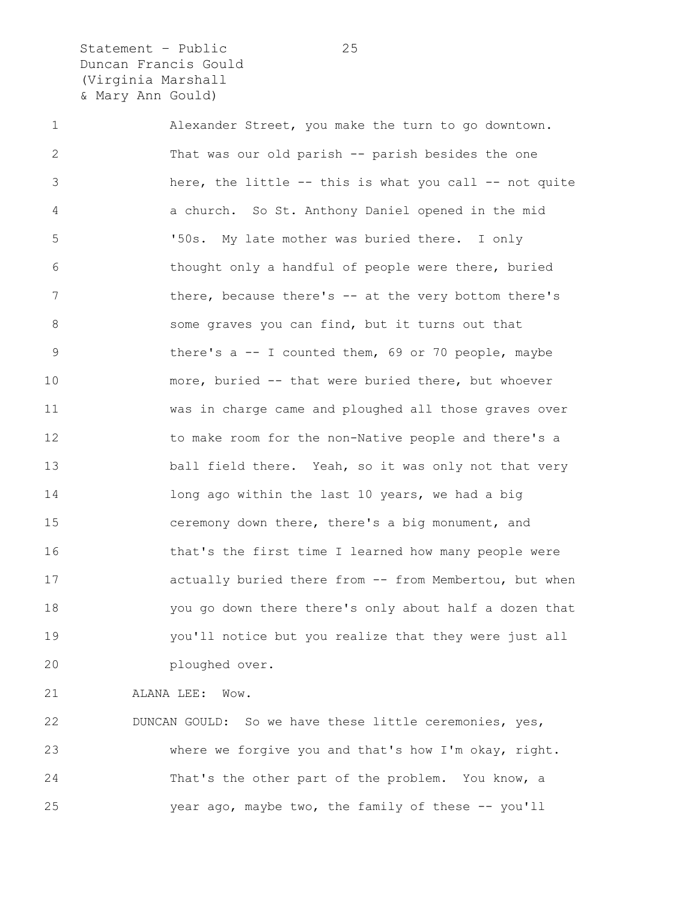Alexander Street, you make the turn to go downtown. That was our old parish -- parish besides the one here, the little -- this is what you call -- not quite a church. So St. Anthony Daniel opened in the mid '50s. My late mother was buried there. I only thought only a handful of people were there, buried there, because there's -- at the very bottom there's some graves you can find, but it turns out that there's a -- I counted them, 69 or 70 people, maybe more, buried -- that were buried there, but whoever was in charge came and ploughed all those graves over to make room for the non-Native people and there's a ball field there. Yeah, so it was only not that very long ago within the last 10 years, we had a big ceremony down there, there's a big monument, and that's the first time I learned how many people were actually buried there from -- from Membertou, but when you go down there there's only about half a dozen that you'll notice but you realize that they were just all ploughed over.

ALANA LEE: Wow.

DUNCAN GOULD: So we have these little ceremonies, yes, where we forgive you and that's how I'm okay, right. That's the other part of the problem. You know, a year ago, maybe two, the family of these -- you'll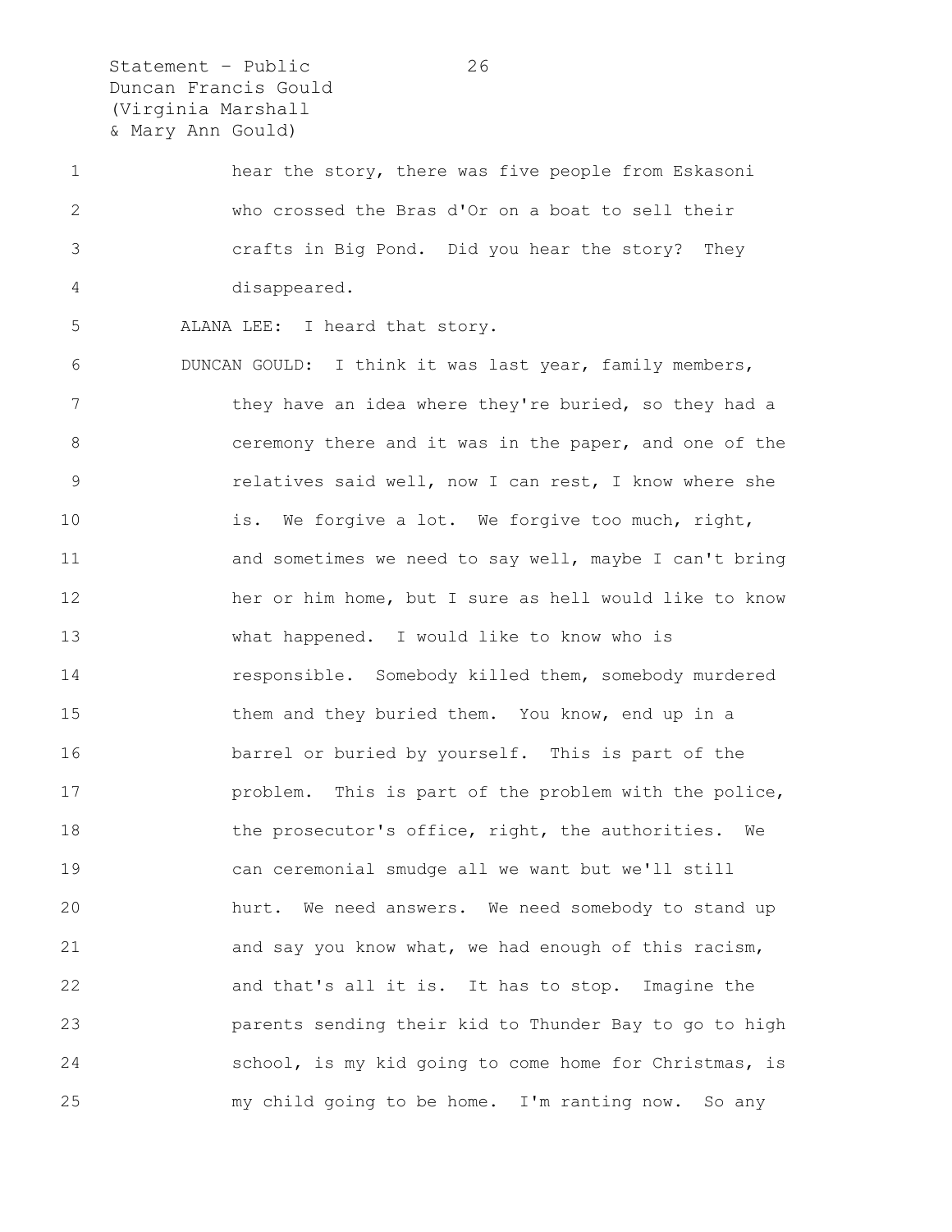hear the story, there was five people from Eskasoni who crossed the Bras d'Or on a boat to sell their crafts in Big Pond. Did you hear the story? They disappeared.

ALANA LEE: I heard that story.

DUNCAN GOULD: I think it was last year, family members, they have an idea where they're buried, so they had a ceremony there and it was in the paper, and one of the relatives said well, now I can rest, I know where she is. We forgive a lot. We forgive too much, right, and sometimes we need to say well, maybe I can't bring her or him home, but I sure as hell would like to know what happened. I would like to know who is responsible. Somebody killed them, somebody murdered them and they buried them. You know, end up in a barrel or buried by yourself. This is part of the problem. This is part of the problem with the police, the prosecutor's office, right, the authorities. We can ceremonial smudge all we want but we'll still hurt. We need answers. We need somebody to stand up and say you know what, we had enough of this racism, and that's all it is. It has to stop. Imagine the parents sending their kid to Thunder Bay to go to high school, is my kid going to come home for Christmas, is my child going to be home. I'm ranting now. So any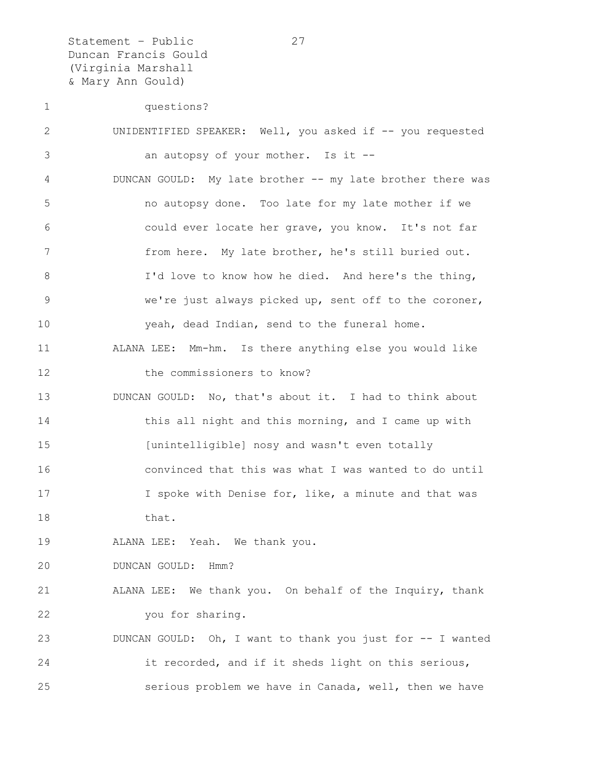questions?

UNIDENTIFIED SPEAKER: Well, you asked if -- you requested an autopsy of your mother. Is it --

DUNCAN GOULD: My late brother -- my late brother there was no autopsy done. Too late for my late mother if we could ever locate her grave, you know. It's not far from here. My late brother, he's still buried out. I'd love to know how he died. And here's the thing, we're just always picked up, sent off to the coroner, yeah, dead Indian, send to the funeral home.

ALANA LEE: Mm-hm. Is there anything else you would like the commissioners to know?

DUNCAN GOULD: No, that's about it. I had to think about this all night and this morning, and I came up with [unintelligible] nosy and wasn't even totally convinced that this was what I was wanted to do until I spoke with Denise for, like, a minute and that was that.

ALANA LEE: Yeah. We thank you.

DUNCAN GOULD: Hmm?

ALANA LEE: We thank you. On behalf of the Inquiry, thank you for sharing.

DUNCAN GOULD: Oh, I want to thank you just for -- I wanted it recorded, and if it sheds light on this serious, serious problem we have in Canada, well, then we have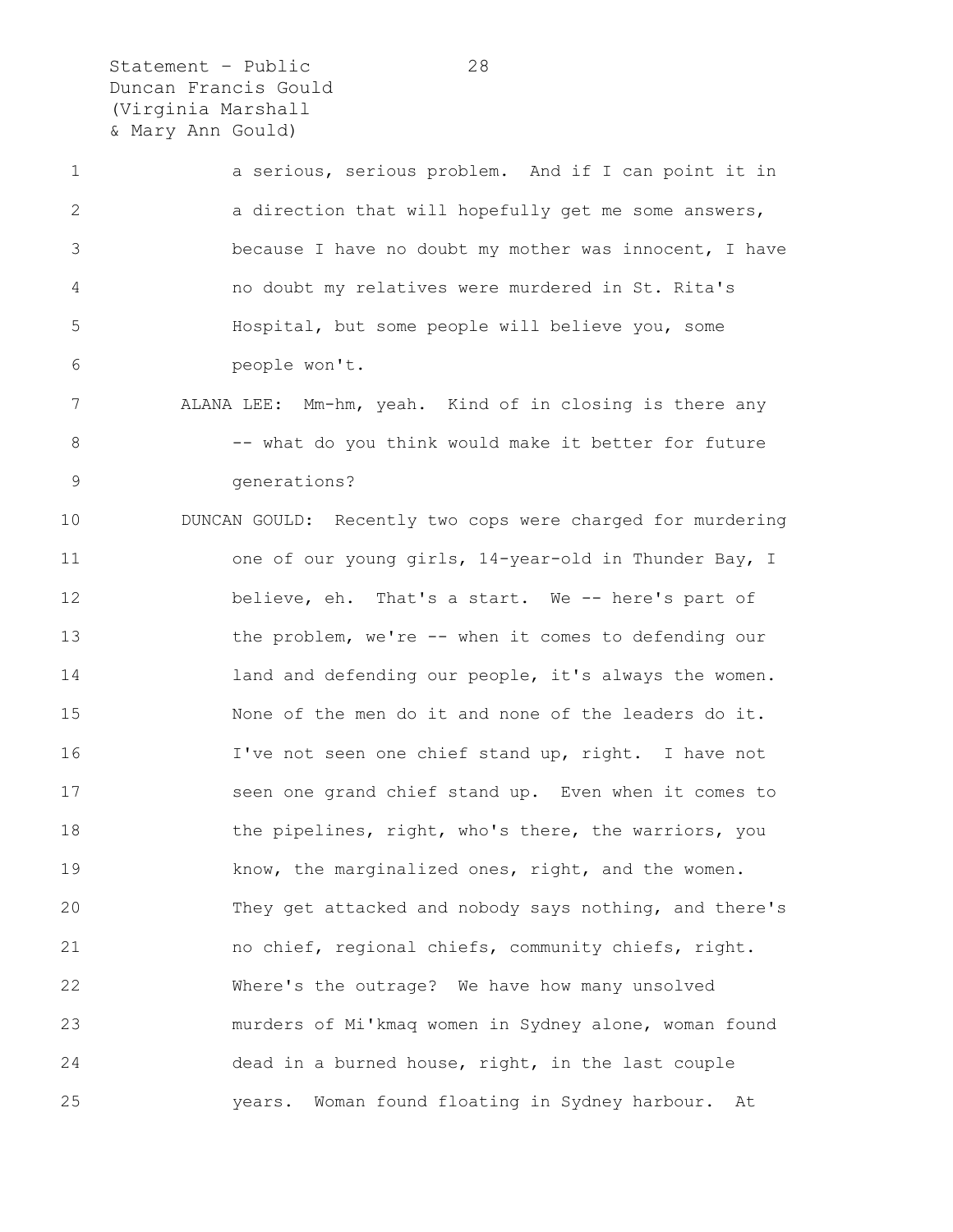a serious, serious problem. And if I can point it in a direction that will hopefully get me some answers, because I have no doubt my mother was innocent, I have no doubt my relatives were murdered in St. Rita's Hospital, but some people will believe you, some people won't.

ALANA LEE: Mm-hm, yeah. Kind of in closing is there any -- what do you think would make it better for future generations?

DUNCAN GOULD: Recently two cops were charged for murdering one of our young girls, 14-year-old in Thunder Bay, I believe, eh. That's a start. We -- here's part of the problem, we're -- when it comes to defending our land and defending our people, it's always the women. None of the men do it and none of the leaders do it. I've not seen one chief stand up, right. I have not seen one grand chief stand up. Even when it comes to the pipelines, right, who's there, the warriors, you know, the marginalized ones, right, and the women. They get attacked and nobody says nothing, and there's no chief, regional chiefs, community chiefs, right. Where's the outrage? We have how many unsolved murders of Mi'kmaq women in Sydney alone, woman found dead in a burned house, right, in the last couple years. Woman found floating in Sydney harbour. At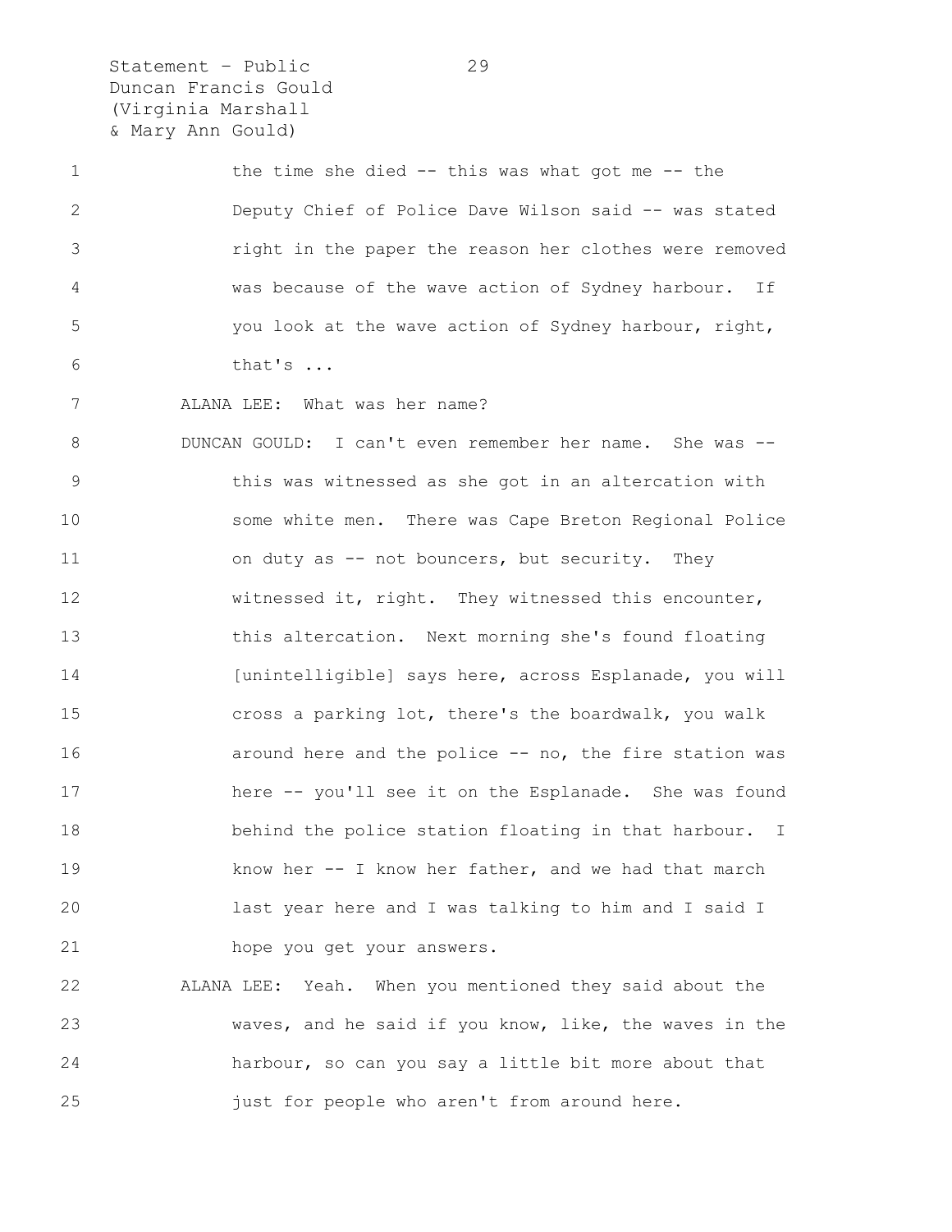the time she died -- this was what got me -- the Deputy Chief of Police Dave Wilson said -- was stated right in the paper the reason her clothes were removed was because of the wave action of Sydney harbour. If you look at the wave action of Sydney harbour, right, that's ...

ALANA LEE: What was her name?

DUNCAN GOULD: I can't even remember her name. She was -- this was witnessed as she got in an altercation with some white men. There was Cape Breton Regional Police on duty as -- not bouncers, but security. They witnessed it, right. They witnessed this encounter, this altercation. Next morning she's found floating [unintelligible] says here, across Esplanade, you will cross a parking lot, there's the boardwalk, you walk around here and the police -- no, the fire station was here -- you'll see it on the Esplanade. She was found behind the police station floating in that harbour. I know her -- I know her father, and we had that march last year here and I was talking to him and I said I hope you get your answers.

ALANA LEE: Yeah. When you mentioned they said about the waves, and he said if you know, like, the waves in the harbour, so can you say a little bit more about that just for people who aren't from around here.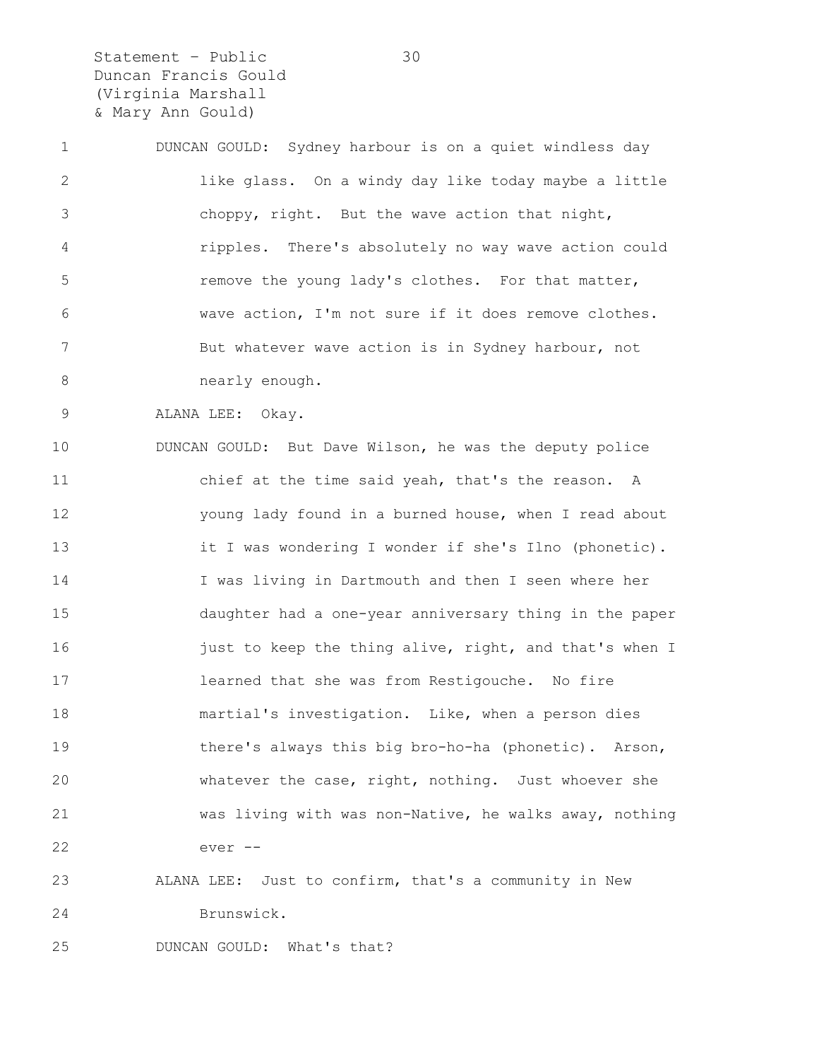DUNCAN GOULD: Sydney harbour is on a quiet windless day like glass. On a windy day like today maybe a little choppy, right. But the wave action that night, ripples. There's absolutely no way wave action could remove the young lady's clothes. For that matter, wave action, I'm not sure if it does remove clothes. But whatever wave action is in Sydney harbour, not nearly enough.

ALANA LEE: Okay.

DUNCAN GOULD: But Dave Wilson, he was the deputy police chief at the time said yeah, that's the reason. A young lady found in a burned house, when I read about it I was wondering I wonder if she's Ilno (phonetic). I was living in Dartmouth and then I seen where her daughter had a one-year anniversary thing in the paper just to keep the thing alive, right, and that's when I learned that she was from Restigouche. No fire martial's investigation. Like, when a person dies there's always this big bro-ho-ha (phonetic). Arson, whatever the case, right, nothing. Just whoever she was living with was non-Native, he walks away, nothing ever --

ALANA LEE: Just to confirm, that's a community in New Brunswick.

DUNCAN GOULD: What's that?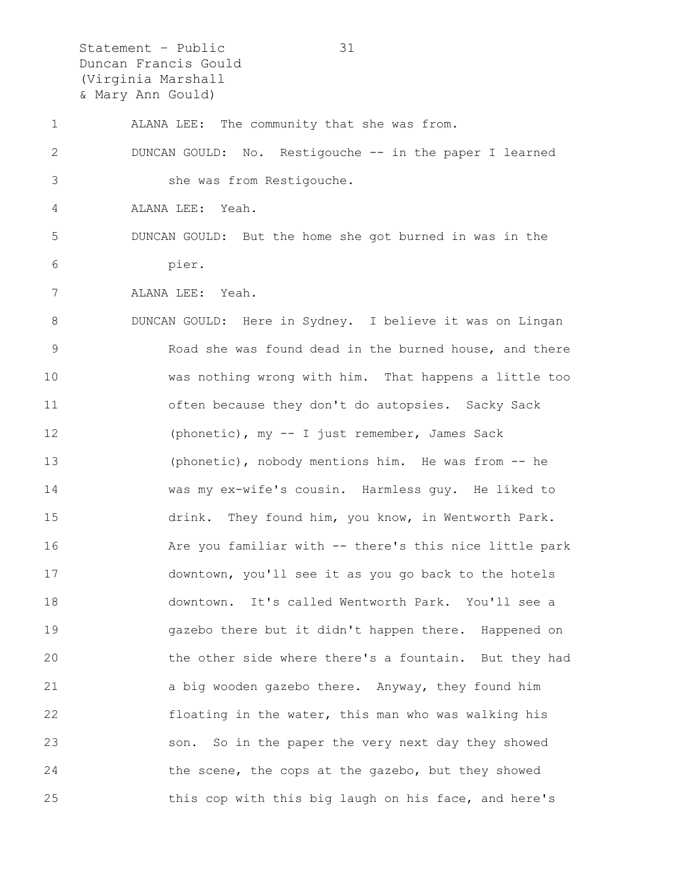ALANA LEE: The community that she was from.

DUNCAN GOULD: No. Restigouche -- in the paper I learned she was from Restigouche.

ALANA LEE: Yeah.

DUNCAN GOULD: But the home she got burned in was in the pier.

ALANA LEE: Yeah.

DUNCAN GOULD: Here in Sydney. I believe it was on Lingan Road she was found dead in the burned house, and there was nothing wrong with him. That happens a little too often because they don't do autopsies. Sacky Sack (phonetic), my -- I just remember, James Sack (phonetic), nobody mentions him. He was from -- he was my ex-wife's cousin. Harmless guy. He liked to drink. They found him, you know, in Wentworth Park. Are you familiar with -- there's this nice little park downtown, you'll see it as you go back to the hotels downtown. It's called Wentworth Park. You'll see a gazebo there but it didn't happen there. Happened on the other side where there's a fountain. But they had a big wooden gazebo there. Anyway, they found him floating in the water, this man who was walking his son. So in the paper the very next day they showed the scene, the cops at the gazebo, but they showed this cop with this big laugh on his face, and here's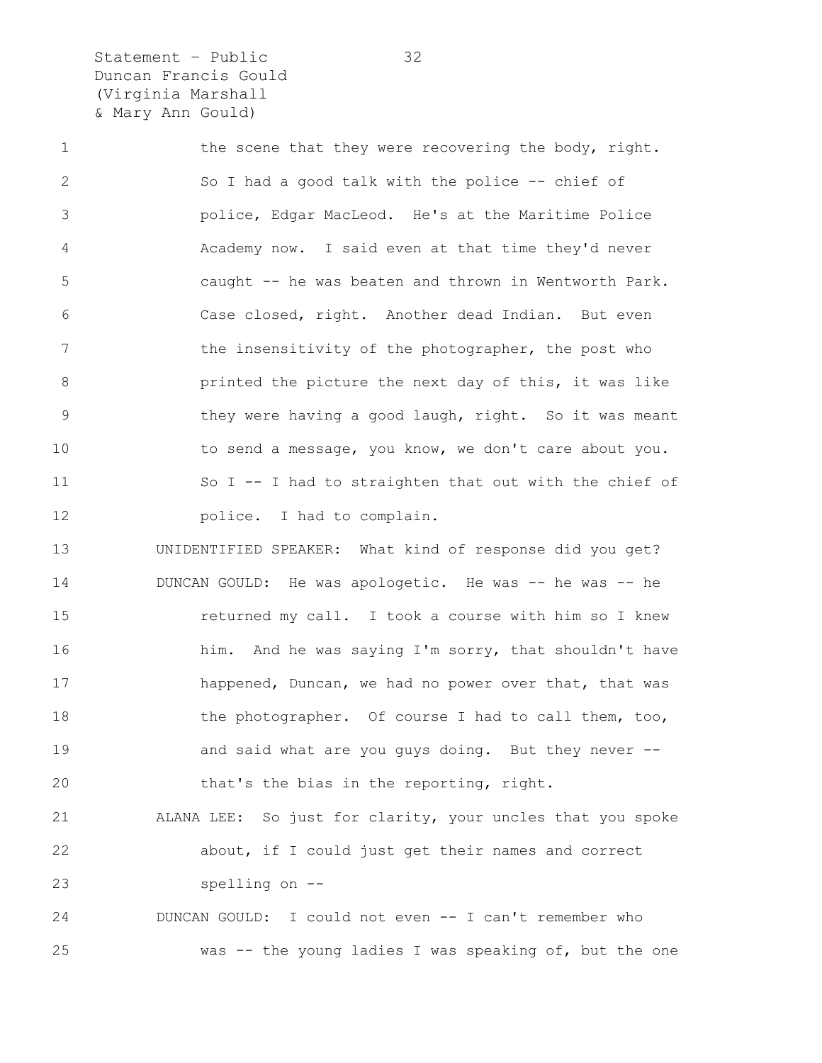the scene that they were recovering the body, right. So I had a good talk with the police -- chief of police, Edgar MacLeod. He's at the Maritime Police Academy now. I said even at that time they'd never caught -- he was beaten and thrown in Wentworth Park. Case closed, right. Another dead Indian. But even the insensitivity of the photographer, the post who printed the picture the next day of this, it was like they were having a good laugh, right. So it was meant to send a message, you know, we don't care about you. So I -- I had to straighten that out with the chief of police. I had to complain.

UNIDENTIFIED SPEAKER: What kind of response did you get?

DUNCAN GOULD: He was apologetic. He was -- he was -- he returned my call. I took a course with him so I knew him. And he was saying I'm sorry, that shouldn't have happened, Duncan, we had no power over that, that was the photographer. Of course I had to call them, too, and said what are you guys doing. But they never -- that's the bias in the reporting, right.

ALANA LEE: So just for clarity, your uncles that you spoke about, if I could just get their names and correct spelling on --

DUNCAN GOULD: I could not even -- I can't remember who was -- the young ladies I was speaking of, but the one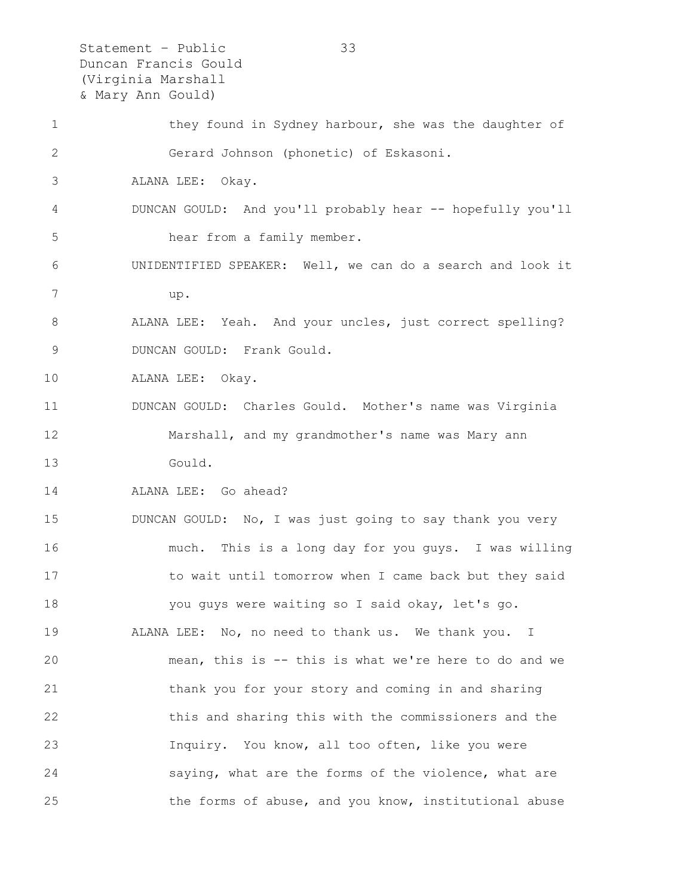they found in Sydney harbour, she was the daughter of Gerard Johnson (phonetic) of Eskasoni.

ALANA LEE: Okay.

DUNCAN GOULD: And you'll probably hear -- hopefully you'll hear from a family member.

UNIDENTIFIED SPEAKER: Well, we can do a search and look it up.

ALANA LEE: Yeah. And your uncles, just correct spelling?

DUNCAN GOULD: Frank Gould.

ALANA LEE: Okay.

DUNCAN GOULD: Charles Gould. Mother's name was Virginia Marshall, and my grandmother's name was Mary ann Gould.

ALANA LEE: Go ahead?

DUNCAN GOULD: No, I was just going to say thank you very much. This is a long day for you guys. I was willing to wait until tomorrow when I came back but they said you guys were waiting so I said okay, let's go.

ALANA LEE: No, no need to thank us. We thank you. I mean, this is -- this is what we're here to do and we thank you for your story and coming in and sharing this and sharing this with the commissioners and the Inquiry. You know, all too often, like you were saying, what are the forms of the violence, what are the forms of abuse, and you know, institutional abuse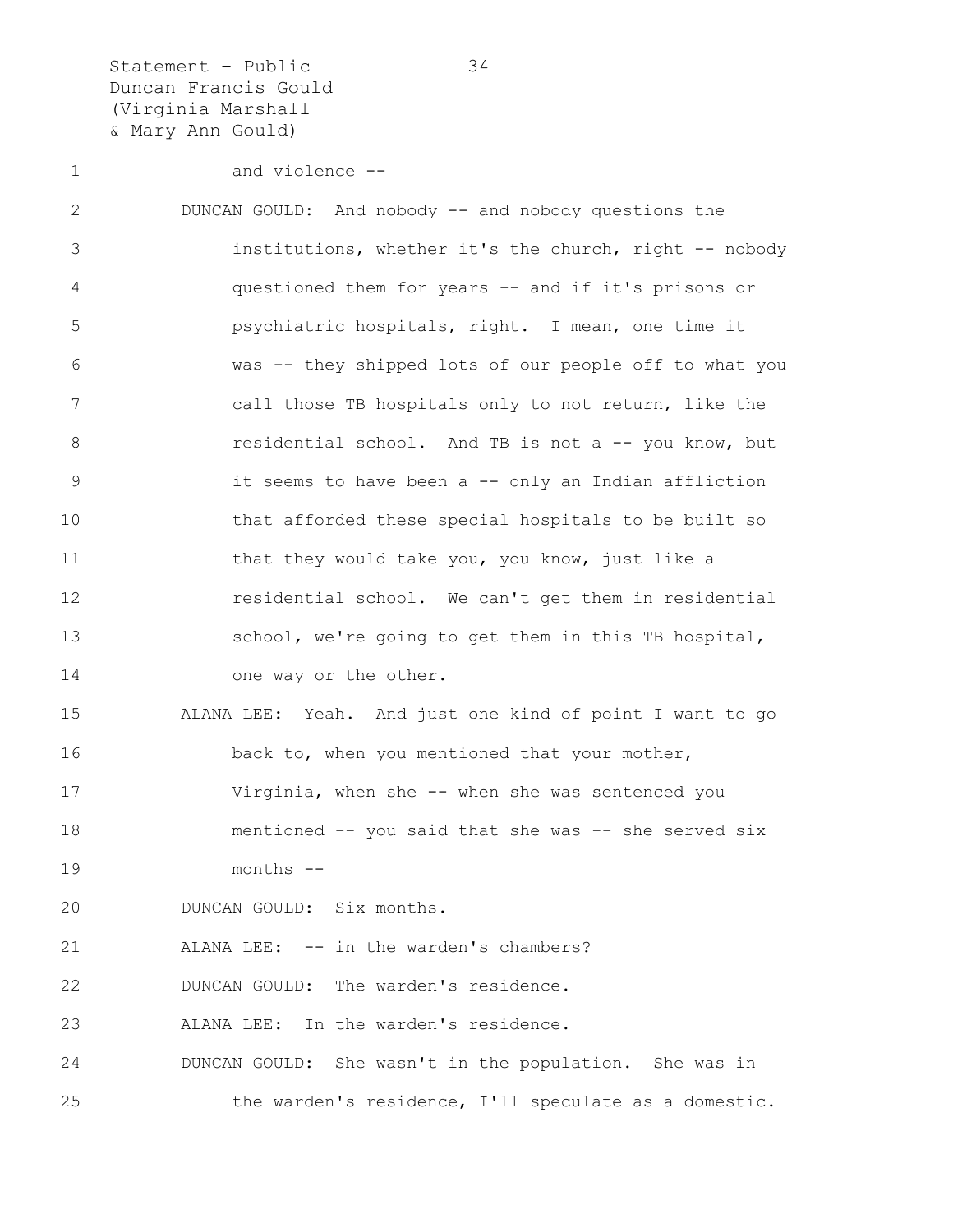and violence --

DUNCAN GOULD: And nobody -- and nobody questions the institutions, whether it's the church, right -- nobody questioned them for years -- and if it's prisons or psychiatric hospitals, right. I mean, one time it was -- they shipped lots of our people off to what you call those TB hospitals only to not return, like the residential school. And TB is not a -- you know, but it seems to have been a -- only an Indian affliction that afforded these special hospitals to be built so that they would take you, you know, just like a residential school. We can't get them in residential school, we're going to get them in this TB hospital, one way or the other.

ALANA LEE: Yeah. And just one kind of point I want to go back to, when you mentioned that your mother, Virginia, when she -- when she was sentenced you mentioned -- you said that she was -- she served six months --

DUNCAN GOULD: Six months.

ALANA LEE: -- in the warden's chambers?

DUNCAN GOULD: The warden's residence.

ALANA LEE: In the warden's residence.

DUNCAN GOULD: She wasn't in the population. She was in the warden's residence, I'll speculate as a domestic.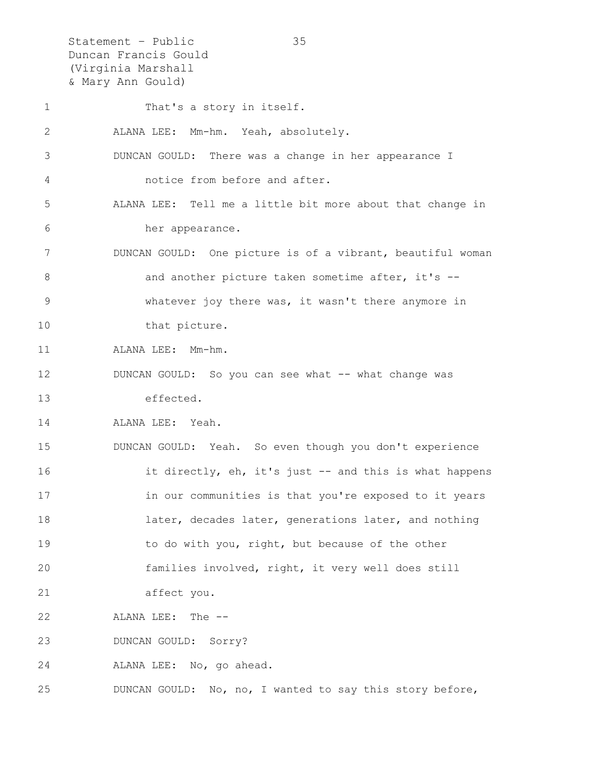That's a story in itself.

ALANA LEE: Mm-hm. Yeah, absolutely.

DUNCAN GOULD: There was a change in her appearance I notice from before and after.

ALANA LEE: Tell me a little bit more about that change in her appearance.

DUNCAN GOULD: One picture is of a vibrant, beautiful woman and another picture taken sometime after, it's -- whatever joy there was, it wasn't there anymore in that picture.

ALANA LEE: Mm-hm.

DUNCAN GOULD: So you can see what -- what change was effected.

ALANA LEE: Yeah.

DUNCAN GOULD: Yeah. So even though you don't experience it directly, eh, it's just -- and this is what happens in our communities is that you're exposed to it years later, decades later, generations later, and nothing to do with you, right, but because of the other families involved, right, it very well does still affect you.

ALANA LEE: The --

DUNCAN GOULD: Sorry?

ALANA LEE: No, go ahead.

DUNCAN GOULD: No, no, I wanted to say this story before,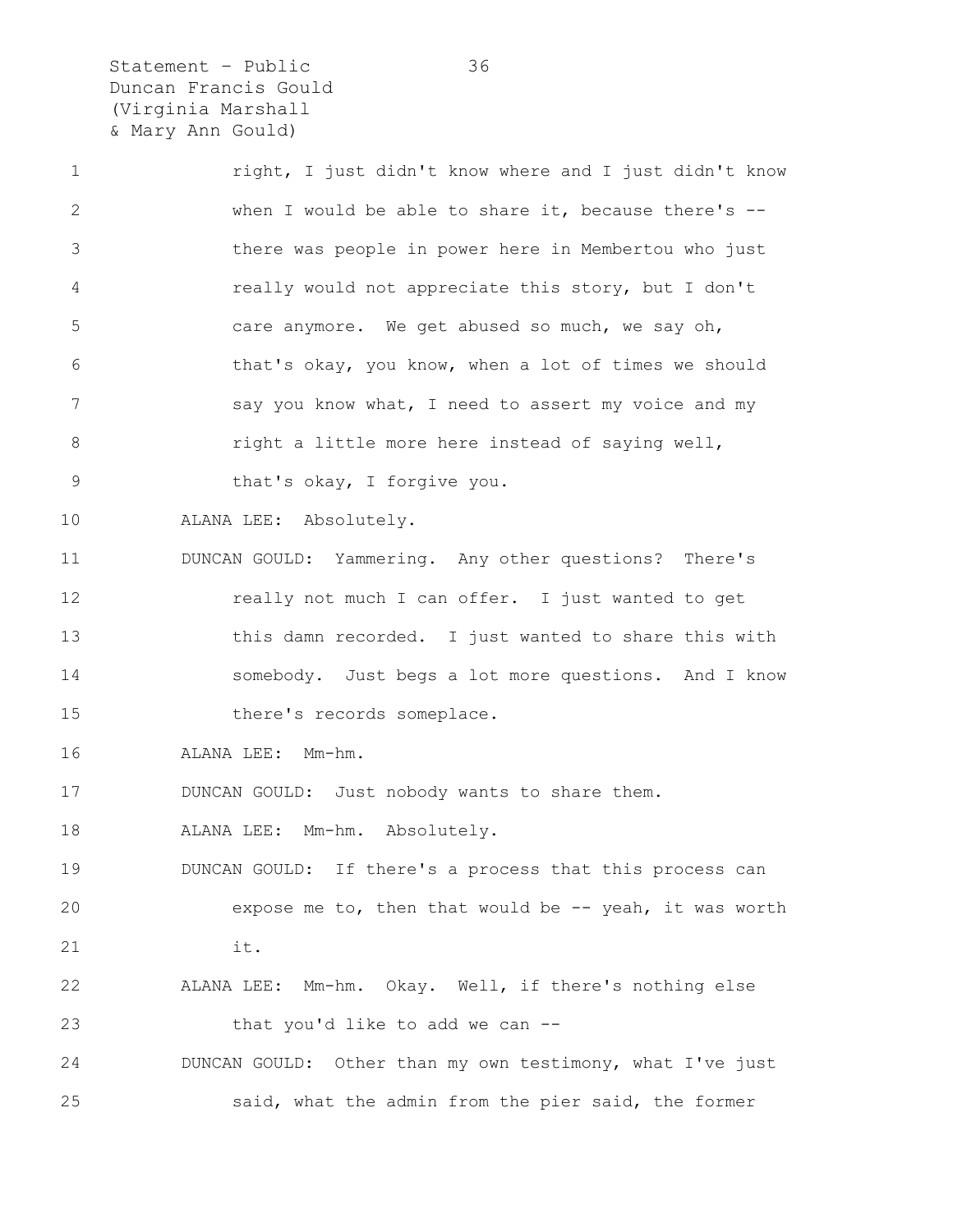right, I just didn't know where and I just didn't know when I would be able to share it, because there's -- there was people in power here in Membertou who just really would not appreciate this story, but I don't care anymore. We get abused so much, we say oh, that's okay, you know, when a lot of times we should say you know what, I need to assert my voice and my right a little more here instead of saying well, that's okay, I forgive you.

ALANA LEE: Absolutely.

DUNCAN GOULD: Yammering. Any other questions? There's really not much I can offer. I just wanted to get this damn recorded. I just wanted to share this with somebody. Just begs a lot more questions. And I know there's records someplace.

ALANA LEE: Mm-hm.

DUNCAN GOULD: Just nobody wants to share them.

ALANA LEE: Mm-hm. Absolutely.

DUNCAN GOULD: If there's a process that this process can expose me to, then that would be -- yeah, it was worth it.

ALANA LEE: Mm-hm. Okay. Well, if there's nothing else that you'd like to add we can --

DUNCAN GOULD: Other than my own testimony, what I've just said, what the admin from the pier said, the former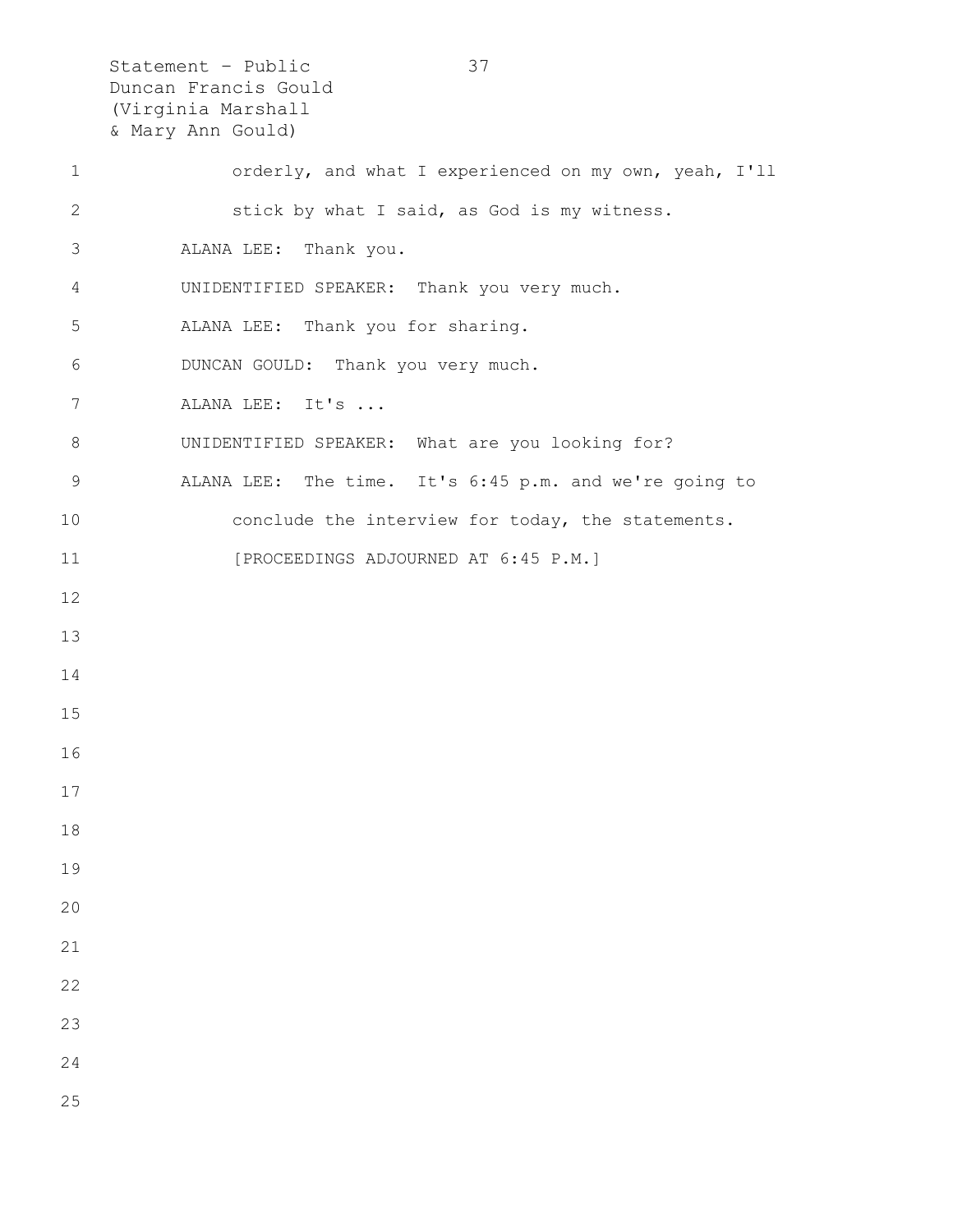orderly, and what I experienced on my own, yeah, I'll stick by what I said, as God is my witness.

ALANA LEE: Thank you.

UNIDENTIFIED SPEAKER: Thank you very much.

ALANA LEE: Thank you for sharing.

DUNCAN GOULD: Thank you very much.

ALANA LEE: It's ...

UNIDENTIFIED SPEAKER: What are you looking for?

ALANA LEE: The time. It's 6:45 p.m. and we're going to conclude the interview for today, the statements.

[PROCEEDINGS ADJOURNED AT 6:45 P.M.]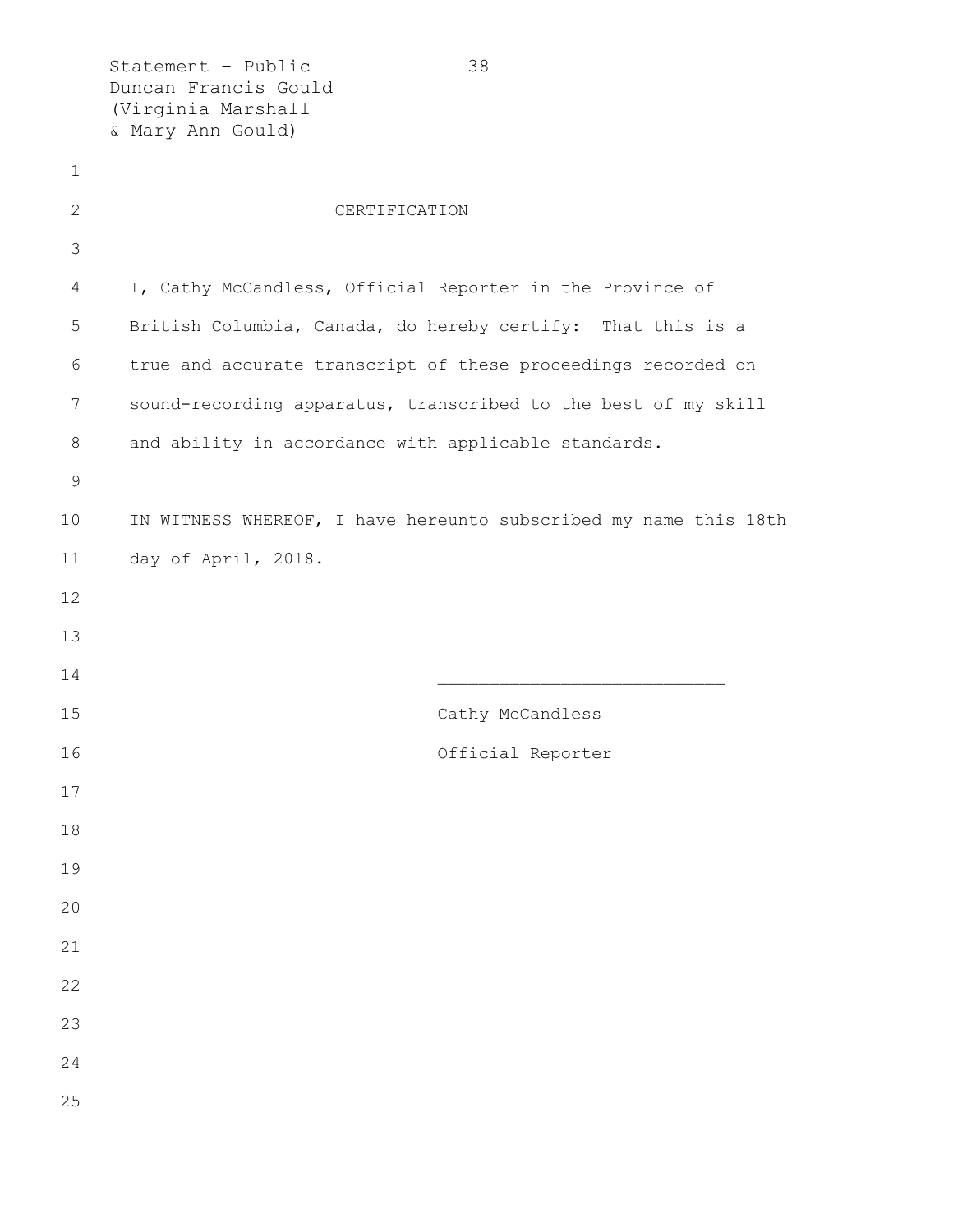## CERTIFICATION

I, Cathy McCandless, Official Reporter in the Province of British Columbia, Canada, do hereby certify: That this is a true and accurate transcript of these proceedings recorded on sound-recording apparatus, transcribed to the best of my skill and ability in accordance with applicable standards.

IN WITNESS WHEREOF, I have hereunto subscribed my name this 18th day of April, 2018.

\_\_\_\_\_\_\_\_\_\_\_\_\_\_\_\_\_\_\_\_\_\_\_\_\_\_\_\_

Cathy McCandless

Official Reporter